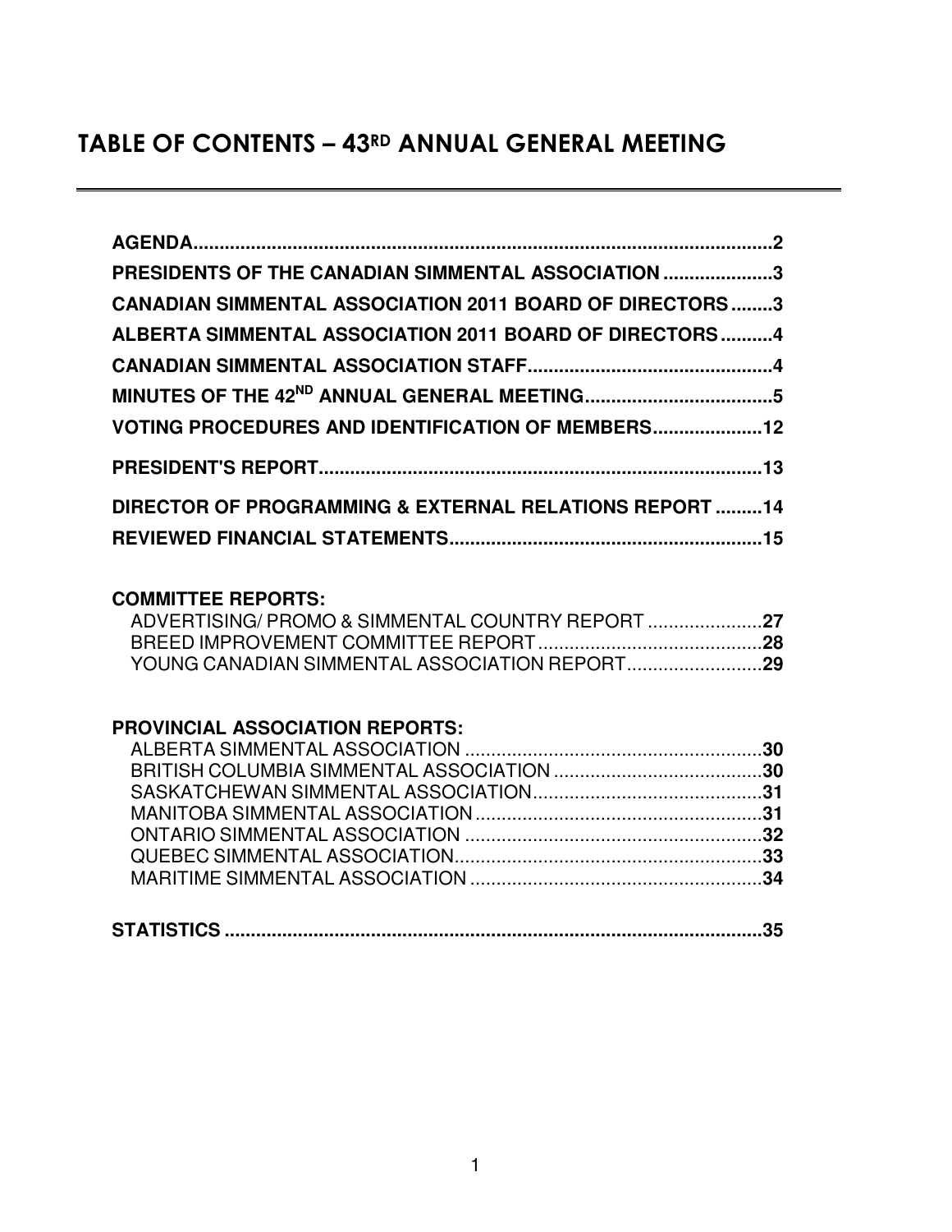# TABLE OF CONTENTS – 43RD ANNUAL GENERAL MEETING

**AGENDA** .................................................. **2**
**PRESIDENTS OF THE CANADIAN SIMMENTAL ASSOCIATION** .................................................. **3**
**CANADIAN SIMMENTAL ASSOCIATION 2011 BOARD OF DIRECTORS** .................................................. **3**
**ALBERTA SIMMENTAL ASSOCIATION 2011 BOARD OF DIRECTORS** .................................................. **4**
**CANADIAN SIMMENTAL ASSOCIATION STAFF** .................................................. **4**
**MINUTES OF THE 42ND ANNUAL GENERAL MEETING** .................................................. **5**
**VOTING PROCEDURES AND IDENTIFICATION OF MEMBERS** .................................................. **12**
**PRESIDENT'S REPORT** .................................................. **13**
**DIRECTOR OF PROGRAMMING & EXTERNAL RELATIONS REPORT** .................................................. **14**
**REVIEWED FINANCIAL STATEMENTS** .................................................. **15**

**COMMITTEE REPORTS:**
- ADVERTISING/ PROMO & SIMMENTAL COUNTRY REPORT .................................................. **27**
- BREED IMPROVEMENT COMMITTEE REPORT .................................................. **28**
- YOUNG CANADIAN SIMMENTAL ASSOCIATION REPORT .................................................. **29**

**PROVINCIAL ASSOCIATION REPORTS:**
- ALBERTA SIMMENTAL ASSOCIATION .................................................. **30**
- BRITISH COLUMBIA SIMMENTAL ASSOCIATION .................................................. **30**
- SASKATCHEWAN SIMMENTAL ASSOCIATION .................................................. **31**
- MANITOBA SIMMENTAL ASSOCIATION .................................................. **31**
- ONTARIO SIMMENTAL ASSOCIATION .................................................. **32**
- QUEBEC SIMMENTAL ASSOCIATION .................................................. **33**
- MARITIME SIMMENTAL ASSOCIATION .................................................. **34**

**STATISTICS** .................................................. **35**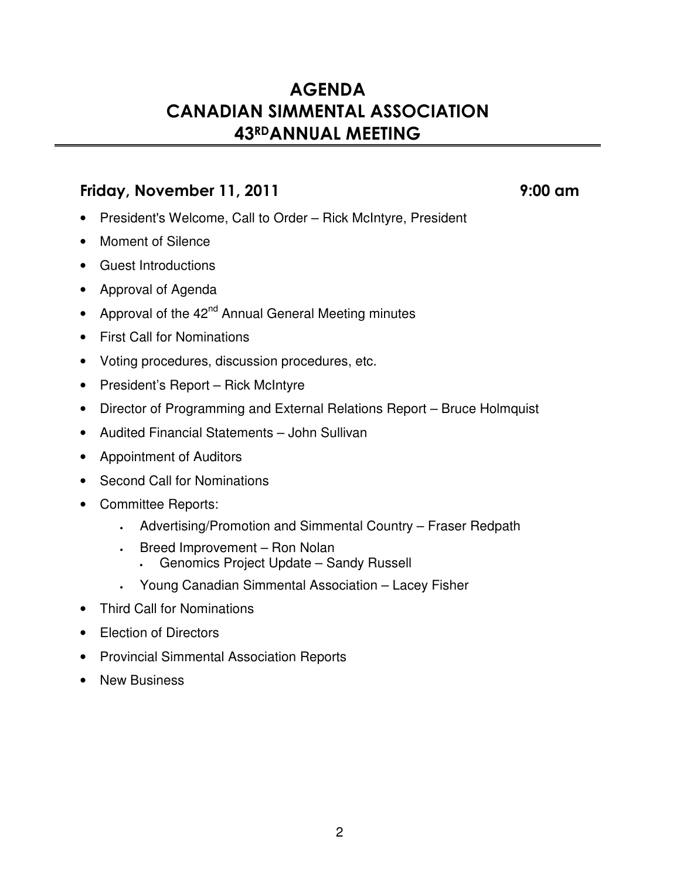# AGENDA
# CANADIAN SIMMENTAL ASSOCIATION
# 43RD ANNUAL MEETING

## Friday, November 11, 2011 — 9:00 am

- President's Welcome, Call to Order – Rick McIntyre, President
- Moment of Silence
- Guest Introductions
- Approval of Agenda
- Approval of the 42nd Annual General Meeting minutes
- First Call for Nominations
- Voting procedures, discussion procedures, etc.
- President's Report – Rick McIntyre
- Director of Programming and External Relations Report – Bruce Holmquist
- Audited Financial Statements – John Sullivan
- Appointment of Auditors
- Second Call for Nominations
- Committee Reports:
  - Advertising/Promotion and Simmental Country – Fraser Redpath
  - Breed Improvement – Ron Nolan
    - Genomics Project Update – Sandy Russell
  - Young Canadian Simmental Association – Lacey Fisher
- Third Call for Nominations
- Election of Directors
- Provincial Simmental Association Reports
- New Business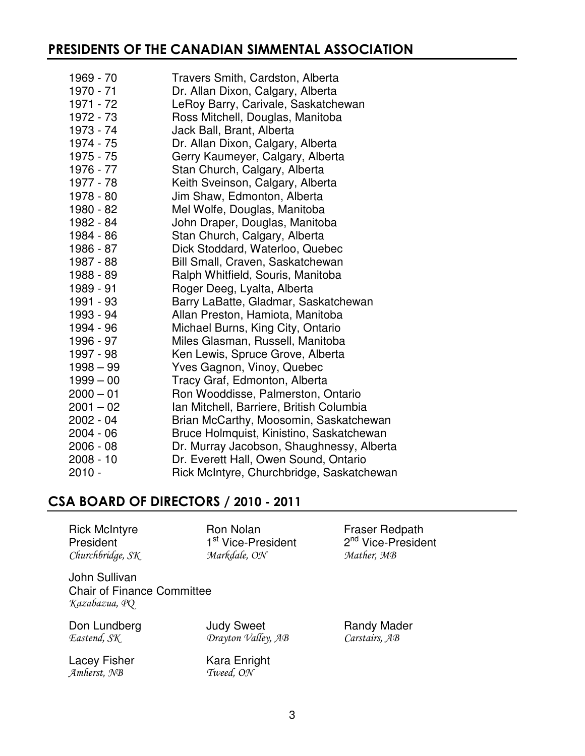## PRESIDENTS OF THE CANADIAN SIMMENTAL ASSOCIATION

| | |
|---|---|
| 1969 - 70 | Travers Smith, Cardston, Alberta |
| 1970 - 71 | Dr. Allan Dixon, Calgary, Alberta |
| 1971 - 72 | LeRoy Barry, Carivale, Saskatchewan |
| 1972 - 73 | Ross Mitchell, Douglas, Manitoba |
| 1973 - 74 | Jack Ball, Brant, Alberta |
| 1974 - 75 | Dr. Allan Dixon, Calgary, Alberta |
| 1975 - 75 | Gerry Kaumeyer, Calgary, Alberta |
| 1976 - 77 | Stan Church, Calgary, Alberta |
| 1977 - 78 | Keith Sveinson, Calgary, Alberta |
| 1978 - 80 | Jim Shaw, Edmonton, Alberta |
| 1980 - 82 | Mel Wolfe, Douglas, Manitoba |
| 1982 - 84 | John Draper, Douglas, Manitoba |
| 1984 - 86 | Stan Church, Calgary, Alberta |
| 1986 - 87 | Dick Stoddard, Waterloo, Quebec |
| 1987 - 88 | Bill Small, Craven, Saskatchewan |
| 1988 - 89 | Ralph Whitfield, Souris, Manitoba |
| 1989 - 91 | Roger Deeg, Lyalta, Alberta |
| 1991 - 93 | Barry LaBatte, Gladmar, Saskatchewan |
| 1993 - 94 | Allan Preston, Hamiota, Manitoba |
| 1994 - 96 | Michael Burns, King City, Ontario |
| 1996 - 97 | Miles Glasman, Russell, Manitoba |
| 1997 - 98 | Ken Lewis, Spruce Grove, Alberta |
| 1998 – 99 | Yves Gagnon, Vinoy, Quebec |
| 1999 – 00 | Tracy Graf, Edmonton, Alberta |
| 2000 – 01 | Ron Wooddisse, Palmerston, Ontario |
| 2001 – 02 | Ian Mitchell, Barriere, British Columbia |
| 2002 - 04 | Brian McCarthy, Moosomin, Saskatchewan |
| 2004 - 06 | Bruce Holmquist, Kinistino, Saskatchewan |
| 2006 - 08 | Dr. Murray Jacobson, Shaughnessy, Alberta |
| 2008 - 10 | Dr. Everett Hall, Owen Sound, Ontario |
| 2010 - | Rick McIntyre, Churchbridge, Saskatchewan |

## CSA BOARD OF DIRECTORS / 2010 - 2011

Rick McIntyre
President
*Churchbridge, SK*

Ron Nolan
1st Vice-President
*Markdale, ON*

Fraser Redpath
2nd Vice-President
*Mather, MB*

John Sullivan
Chair of Finance Committee
*Kazabazua, PQ*

Don Lundberg
*Eastend, SK*

Judy Sweet
*Drayton Valley, AB*

Randy Mader
*Carstairs, AB*

Lacey Fisher
*Amherst, NB*

Kara Enright
*Tweed, ON*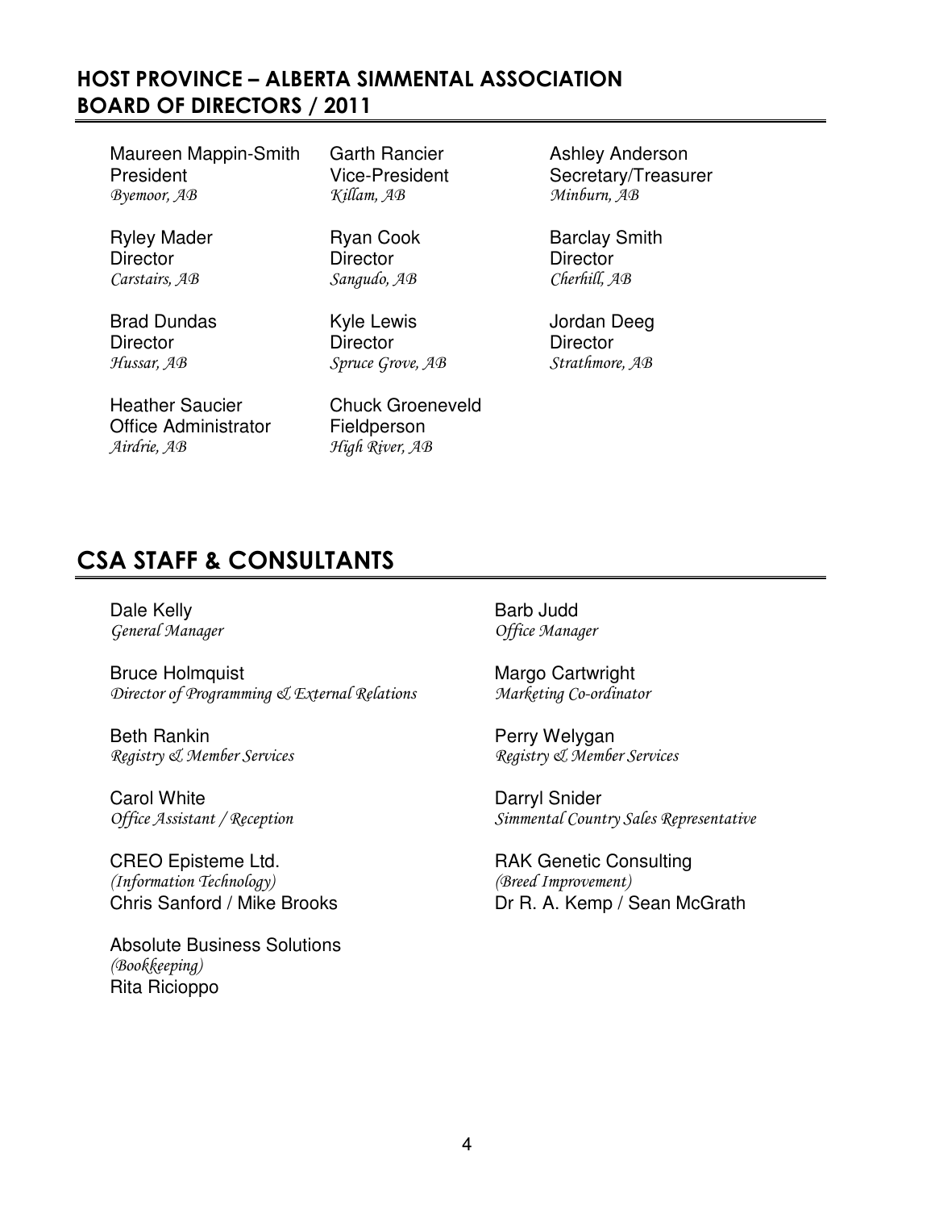## HOST PROVINCE – ALBERTA SIMMENTAL ASSOCIATION BOARD OF DIRECTORS / 2011

Maureen Mappin-Smith
President
*Byemoor, AB*

Garth Rancier
Vice-President
*Killam, AB*

Ashley Anderson
Secretary/Treasurer
*Minburn, AB*

Ryley Mader
Director
*Carstairs, AB*

Ryan Cook
Director
*Sangudo, AB*

Barclay Smith
Director
*Cherhill, AB*

Brad Dundas
Director
*Hussar, AB*

Kyle Lewis
Director
*Spruce Grove, AB*

Jordan Deeg
Director
*Strathmore, AB*

Heather Saucier
Office Administrator
*Airdrie, AB*

Chuck Groeneveld
Fieldperson
*High River, AB*

## CSA STAFF & CONSULTANTS

Dale Kelly
*General Manager*

Barb Judd
*Office Manager*

Bruce Holmquist
*Director of Programming & External Relations*

Margo Cartwright
*Marketing Co-ordinator*

Beth Rankin
*Registry & Member Services*

Perry Welygan
*Registry & Member Services*

Carol White
*Office Assistant / Reception*

Darryl Snider
*Simmental Country Sales Representative*

CREO Episteme Ltd.
*(Information Technology)*
Chris Sanford / Mike Brooks

RAK Genetic Consulting
*(Breed Improvement)*
Dr R. A. Kemp / Sean McGrath

Absolute Business Solutions
*(Bookkeeping)*
Rita Ricioppo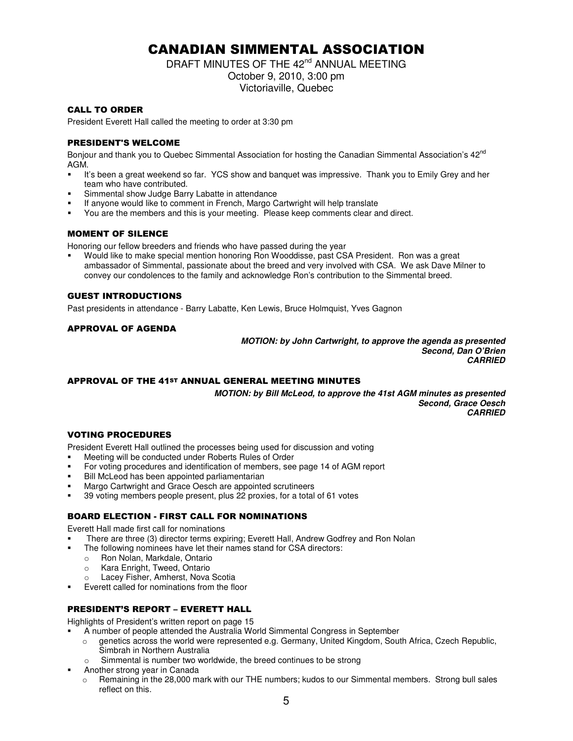# CANADIAN SIMMENTAL ASSOCIATION

DRAFT MINUTES OF THE 42nd ANNUAL MEETING
October 9, 2010, 3:00 pm
Victoriaville, Quebec

### CALL TO ORDER

President Everett Hall called the meeting to order at 3:30 pm

### PRESIDENT'S WELCOME

Bonjour and thank you to Quebec Simmental Association for hosting the Canadian Simmental Association's 42nd AGM.

- It's been a great weekend so far. YCS show and banquet was impressive. Thank you to Emily Grey and her team who have contributed.
- Simmental show Judge Barry Labatte in attendance
- If anyone would like to comment in French, Margo Cartwright will help translate
- You are the members and this is your meeting. Please keep comments clear and direct.

### MOMENT OF SILENCE

Honoring our fellow breeders and friends who have passed during the year

- Would like to make special mention honoring Ron Wooddisse, past CSA President. Ron was a great ambassador of Simmental, passionate about the breed and very involved with CSA. We ask Dave Milner to convey our condolences to the family and acknowledge Ron's contribution to the Simmental breed.

### GUEST INTRODUCTIONS

Past presidents in attendance - Barry Labatte, Ken Lewis, Bruce Holmquist, Yves Gagnon

### APPROVAL OF AGENDA

***MOTION: by John Cartwright, to approve the agenda as presented***
***Second, Dan O'Brien***
***CARRIED***

### APPROVAL OF THE 41ST ANNUAL GENERAL MEETING MINUTES

***MOTION: by Bill McLeod, to approve the 41st AGM minutes as presented***
***Second, Grace Oesch***
***CARRIED***

### VOTING PROCEDURES

President Everett Hall outlined the processes being used for discussion and voting

- Meeting will be conducted under Roberts Rules of Order
- For voting procedures and identification of members, see page 14 of AGM report
- Bill McLeod has been appointed parliamentarian
- Margo Cartwright and Grace Oesch are appointed scrutineers
- 39 voting members people present, plus 22 proxies, for a total of 61 votes

### BOARD ELECTION - FIRST CALL FOR NOMINATIONS

Everett Hall made first call for nominations

- There are three (3) director terms expiring; Everett Hall, Andrew Godfrey and Ron Nolan
- The following nominees have let their names stand for CSA directors:
  - Ron Nolan, Markdale, Ontario
  - Kara Enright, Tweed, Ontario
  - Lacey Fisher, Amherst, Nova Scotia
- Everett called for nominations from the floor

### PRESIDENT'S REPORT – EVERETT HALL

Highlights of President's written report on page 15

- A number of people attended the Australia World Simmental Congress in September
  - genetics across the world were represented e.g. Germany, United Kingdom, South Africa, Czech Republic, Simbrah in Northern Australia
  - Simmental is number two worldwide, the breed continues to be strong
- Another strong year in Canada
  - Remaining in the 28,000 mark with our THE numbers; kudos to our Simmental members. Strong bull sales reflect on this.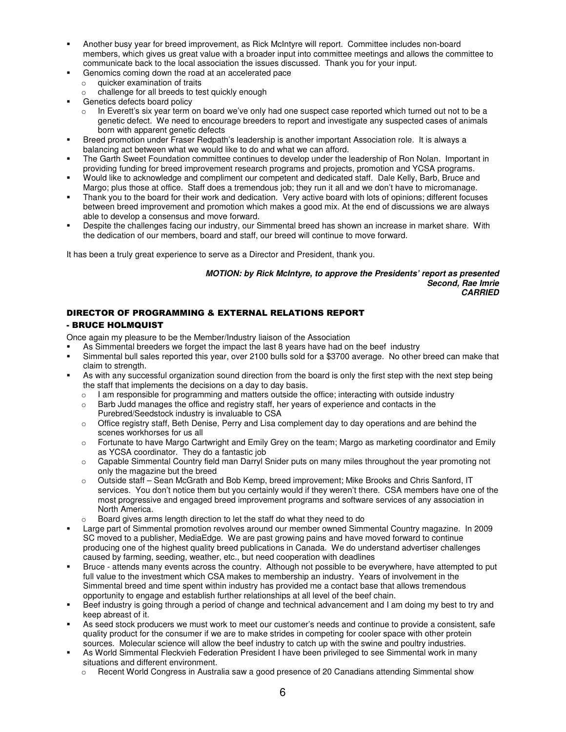- Another busy year for breed improvement, as Rick McIntyre will report. Committee includes non-board members, which gives us great value with a broader input into committee meetings and allows the committee to communicate back to the local association the issues discussed. Thank you for your input.
- Genomics coming down the road at an accelerated pace
  - quicker examination of traits
  - challenge for all breeds to test quickly enough
- Genetics defects board policy
  - In Everett's six year term on board we've only had one suspect case reported which turned out not to be a genetic defect. We need to encourage breeders to report and investigate any suspected cases of animals born with apparent genetic defects
- Breed promotion under Fraser Redpath's leadership is another important Association role. It is always a balancing act between what we would like to do and what we can afford.
- The Garth Sweet Foundation committee continues to develop under the leadership of Ron Nolan. Important in providing funding for breed improvement research programs and projects, promotion and YCSA programs.
- Would like to acknowledge and compliment our competent and dedicated staff. Dale Kelly, Barb, Bruce and Margo; plus those at office. Staff does a tremendous job; they run it all and we don't have to micromanage.
- Thank you to the board for their work and dedication. Very active board with lots of opinions; different focuses between breed improvement and promotion which makes a good mix. At the end of discussions we are always able to develop a consensus and move forward.
- Despite the challenges facing our industry, our Simmental breed has shown an increase in market share. With the dedication of our members, board and staff, our breed will continue to move forward.

It has been a truly great experience to serve as a Director and President, thank you.

***MOTION: by Rick McIntyre, to approve the Presidents' report as presented***
***Second, Rae Imrie***
***CARRIED***

## DIRECTOR OF PROGRAMMING & EXTERNAL RELATIONS REPORT - BRUCE HOLMQUIST

Once again my pleasure to be the Member/Industry liaison of the Association

- As Simmental breeders we forget the impact the last 8 years have had on the beef industry
- Simmental bull sales reported this year, over 2100 bulls sold for a $3700 average. No other breed can make that claim to strength.
- As with any successful organization sound direction from the board is only the first step with the next step being the staff that implements the decisions on a day to day basis.
  - I am responsible for programming and matters outside the office; interacting with outside industry
  - Barb Judd manages the office and registry staff, her years of experience and contacts in the Purebred/Seedstock industry is invaluable to CSA
  - Office registry staff, Beth Denise, Perry and Lisa complement day to day operations and are behind the scenes workhorses for us all
  - Fortunate to have Margo Cartwright and Emily Grey on the team; Margo as marketing coordinator and Emily as YCSA coordinator. They do a fantastic job
  - Capable Simmental Country field man Darryl Snider puts on many miles throughout the year promoting not only the magazine but the breed
  - Outside staff – Sean McGrath and Bob Kemp, breed improvement; Mike Brooks and Chris Sanford, IT services. You don't notice them but you certainly would if they weren't there. CSA members have one of the most progressive and engaged breed improvement programs and software services of any association in North America.
  - Board gives arms length direction to let the staff do what they need to do
- Large part of Simmental promotion revolves around our member owned Simmental Country magazine. In 2009 SC moved to a publisher, MediaEdge. We are past growing pains and have moved forward to continue producing one of the highest quality breed publications in Canada. We do understand advertiser challenges caused by farming, seeding, weather, etc., but need cooperation with deadlines
- Bruce - attends many events across the country. Although not possible to be everywhere, have attempted to put full value to the investment which CSA makes to membership an industry. Years of involvement in the Simmental breed and time spent within industry has provided me a contact base that allows tremendous opportunity to engage and establish further relationships at all level of the beef chain.
- Beef industry is going through a period of change and technical advancement and I am doing my best to try and keep abreast of it.
- As seed stock producers we must work to meet our customer's needs and continue to provide a consistent, safe quality product for the consumer if we are to make strides in competing for cooler space with other protein sources. Molecular science will allow the beef industry to catch up with the swine and poultry industries.
- As World Simmental Fleckvieh Federation President I have been privileged to see Simmental work in many situations and different environment.
  - Recent World Congress in Australia saw a good presence of 20 Canadians attending Simmental show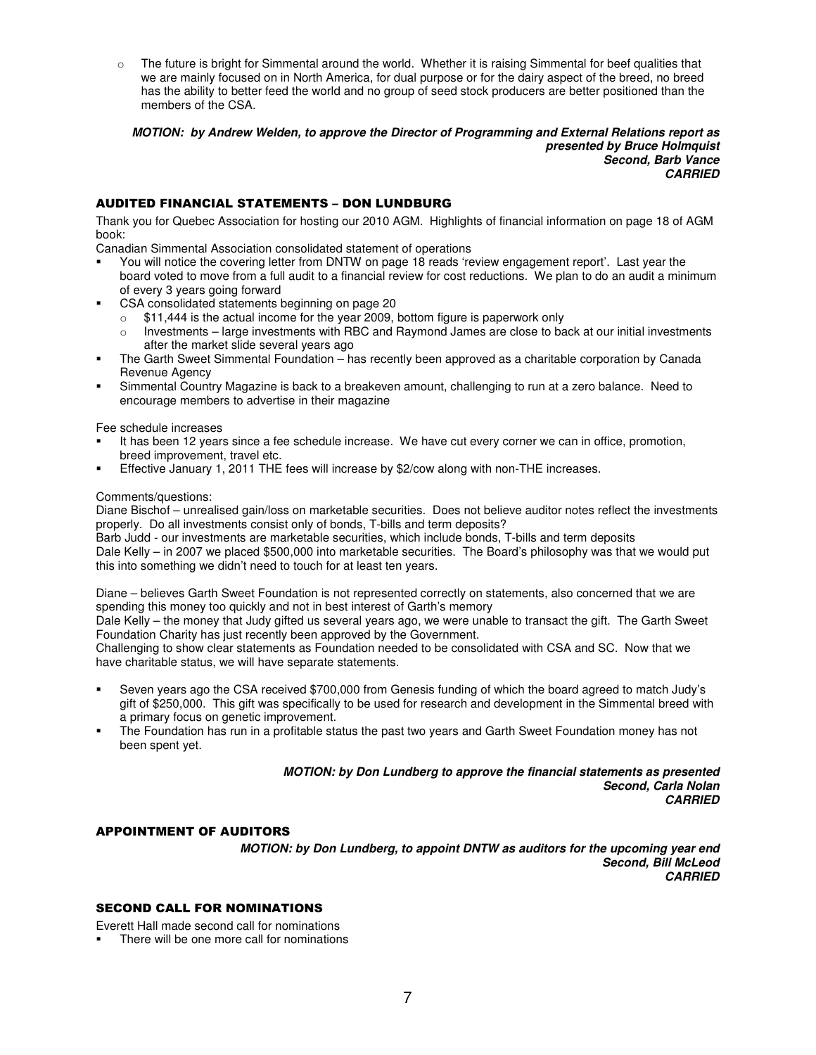- The future is bright for Simmental around the world. Whether it is raising Simmental for beef qualities that we are mainly focused on in North America, for dual purpose or for the dairy aspect of the breed, no breed has the ability to better feed the world and no group of seed stock producers are better positioned than the members of the CSA.

***MOTION: by Andrew Welden, to approve the Director of Programming and External Relations report as presented by Bruce Holmquist***
***Second, Barb Vance***
***CARRIED***

## AUDITED FINANCIAL STATEMENTS – DON LUNDBURG

Thank you for Quebec Association for hosting our 2010 AGM. Highlights of financial information on page 18 of AGM book:

Canadian Simmental Association consolidated statement of operations

- You will notice the covering letter from DNTW on page 18 reads 'review engagement report'. Last year the board voted to move from a full audit to a financial review for cost reductions. We plan to do an audit a minimum of every 3 years going forward
- CSA consolidated statements beginning on page 20
  - $11,444 is the actual income for the year 2009, bottom figure is paperwork only
  - Investments – large investments with RBC and Raymond James are close to back at our initial investments after the market slide several years ago
- The Garth Sweet Simmental Foundation – has recently been approved as a charitable corporation by Canada Revenue Agency
- Simmental Country Magazine is back to a breakeven amount, challenging to run at a zero balance. Need to encourage members to advertise in their magazine

Fee schedule increases

- It has been 12 years since a fee schedule increase. We have cut every corner we can in office, promotion, breed improvement, travel etc.
- Effective January 1, 2011 THE fees will increase by $2/cow along with non-THE increases.

Comments/questions:

Diane Bischof – unrealised gain/loss on marketable securities. Does not believe auditor notes reflect the investments properly. Do all investments consist only of bonds, T-bills and term deposits?

Barb Judd - our investments are marketable securities, which include bonds, T-bills and term deposits

Dale Kelly – in 2007 we placed $500,000 into marketable securities. The Board's philosophy was that we would put this into something we didn't need to touch for at least ten years.

Diane – believes Garth Sweet Foundation is not represented correctly on statements, also concerned that we are spending this money too quickly and not in best interest of Garth's memory

Dale Kelly – the money that Judy gifted us several years ago, we were unable to transact the gift. The Garth Sweet Foundation Charity has just recently been approved by the Government.

Challenging to show clear statements as Foundation needed to be consolidated with CSA and SC. Now that we have charitable status, we will have separate statements.

- Seven years ago the CSA received $700,000 from Genesis funding of which the board agreed to match Judy's gift of $250,000. This gift was specifically to be used for research and development in the Simmental breed with a primary focus on genetic improvement.
- The Foundation has run in a profitable status the past two years and Garth Sweet Foundation money has not been spent yet.

***MOTION: by Don Lundberg to approve the financial statements as presented***
***Second, Carla Nolan***
***CARRIED***

## APPOINTMENT OF AUDITORS

***MOTION: by Don Lundberg, to appoint DNTW as auditors for the upcoming year end***
***Second, Bill McLeod***
***CARRIED***

## SECOND CALL FOR NOMINATIONS

Everett Hall made second call for nominations

- There will be one more call for nominations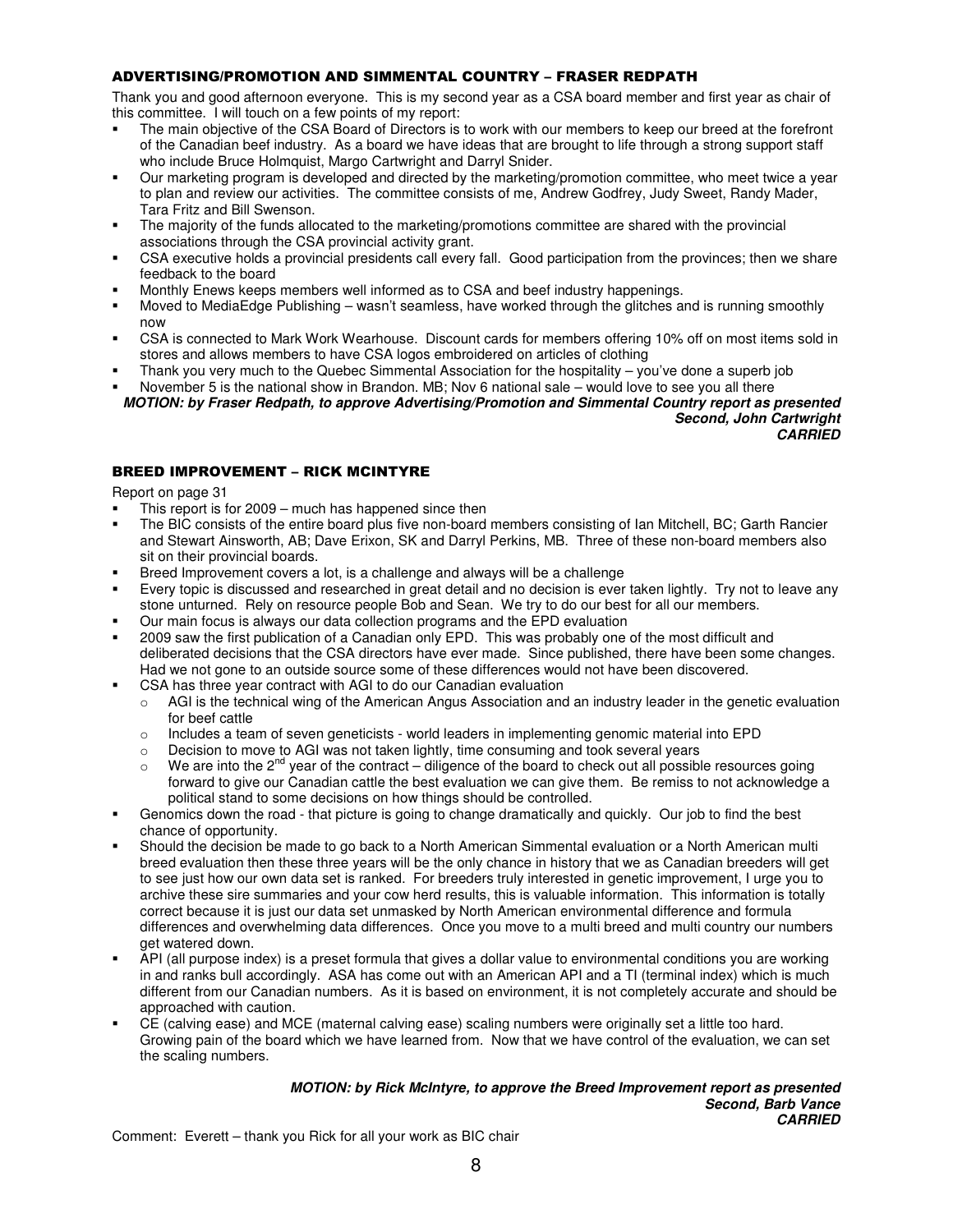### ADVERTISING/PROMOTION AND SIMMENTAL COUNTRY – FRASER REDPATH

Thank you and good afternoon everyone. This is my second year as a CSA board member and first year as chair of this committee. I will touch on a few points of my report:

- The main objective of the CSA Board of Directors is to work with our members to keep our breed at the forefront of the Canadian beef industry. As a board we have ideas that are brought to life through a strong support staff who include Bruce Holmquist, Margo Cartwright and Darryl Snider.
- Our marketing program is developed and directed by the marketing/promotion committee, who meet twice a year to plan and review our activities. The committee consists of me, Andrew Godfrey, Judy Sweet, Randy Mader, Tara Fritz and Bill Swenson.
- The majority of the funds allocated to the marketing/promotions committee are shared with the provincial associations through the CSA provincial activity grant.
- CSA executive holds a provincial presidents call every fall. Good participation from the provinces; then we share feedback to the board
- Monthly Enews keeps members well informed as to CSA and beef industry happenings.
- Moved to MediaEdge Publishing – wasn't seamless, have worked through the glitches and is running smoothly now
- CSA is connected to Mark Work Wearhouse. Discount cards for members offering 10% off on most items sold in stores and allows members to have CSA logos embroidered on articles of clothing
- Thank you very much to the Quebec Simmental Association for the hospitality – you've done a superb job
- November 5 is the national show in Brandon. MB; Nov 6 national sale – would love to see you all there

***MOTION: by Fraser Redpath, to approve Advertising/Promotion and Simmental Country report as presented***
***Second, John Cartwright***
***CARRIED***

### BREED IMPROVEMENT – RICK MCINTYRE

Report on page 31

- This report is for 2009 – much has happened since then
- The BIC consists of the entire board plus five non-board members consisting of Ian Mitchell, BC; Garth Rancier and Stewart Ainsworth, AB; Dave Erixon, SK and Darryl Perkins, MB. Three of these non-board members also sit on their provincial boards.
- Breed Improvement covers a lot, is a challenge and always will be a challenge
- Every topic is discussed and researched in great detail and no decision is ever taken lightly. Try not to leave any stone unturned. Rely on resource people Bob and Sean. We try to do our best for all our members.
- Our main focus is always our data collection programs and the EPD evaluation
- 2009 saw the first publication of a Canadian only EPD. This was probably one of the most difficult and deliberated decisions that the CSA directors have ever made. Since published, there have been some changes. Had we not gone to an outside source some of these differences would not have been discovered.
- CSA has three year contract with AGI to do our Canadian evaluation
  - AGI is the technical wing of the American Angus Association and an industry leader in the genetic evaluation for beef cattle
  - Includes a team of seven geneticists - world leaders in implementing genomic material into EPD
  - Decision to move to AGI was not taken lightly, time consuming and took several years
  - We are into the 2nd year of the contract – diligence of the board to check out all possible resources going forward to give our Canadian cattle the best evaluation we can give them. Be remiss to not acknowledge a political stand to some decisions on how things should be controlled.
- Genomics down the road - that picture is going to change dramatically and quickly. Our job to find the best chance of opportunity.
- Should the decision be made to go back to a North American Simmental evaluation or a North American multi breed evaluation then these three years will be the only chance in history that we as Canadian breeders will get to see just how our own data set is ranked. For breeders truly interested in genetic improvement, I urge you to archive these sire summaries and your cow herd results, this is valuable information. This information is totally correct because it is just our data set unmasked by North American environmental difference and formula differences and overwhelming data differences. Once you move to a multi breed and multi country our numbers get watered down.
- API (all purpose index) is a preset formula that gives a dollar value to environmental conditions you are working in and ranks bull accordingly. ASA has come out with an American API and a TI (terminal index) which is much different from our Canadian numbers. As it is based on environment, it is not completely accurate and should be approached with caution.
- CE (calving ease) and MCE (maternal calving ease) scaling numbers were originally set a little too hard. Growing pain of the board which we have learned from. Now that we have control of the evaluation, we can set the scaling numbers.

***MOTION: by Rick McIntyre, to approve the Breed Improvement report as presented***
***Second, Barb Vance***
***CARRIED***

Comment: Everett – thank you Rick for all your work as BIC chair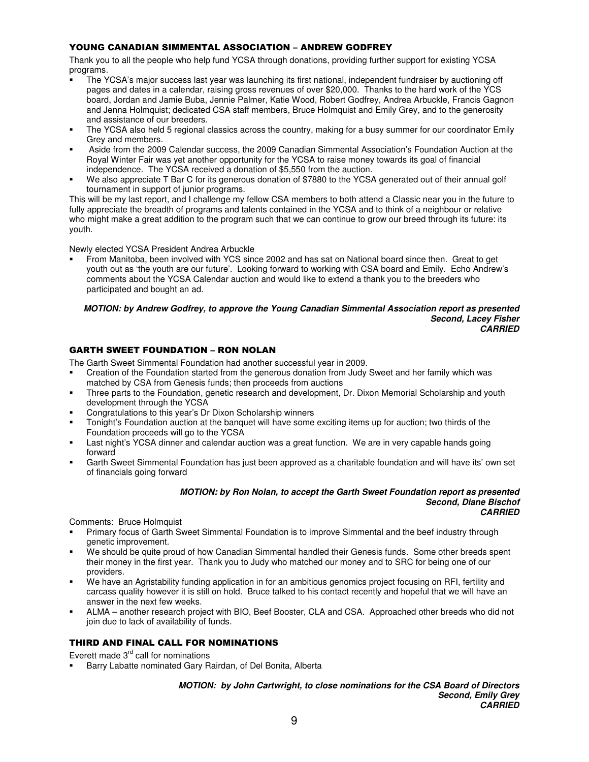### YOUNG CANADIAN SIMMENTAL ASSOCIATION – ANDREW GODFREY

Thank you to all the people who help fund YCSA through donations, providing further support for existing YCSA programs.

- The YCSA's major success last year was launching its first national, independent fundraiser by auctioning off pages and dates in a calendar, raising gross revenues of over $20,000. Thanks to the hard work of the YCS board, Jordan and Jamie Buba, Jennie Palmer, Katie Wood, Robert Godfrey, Andrea Arbuckle, Francis Gagnon and Jenna Holmquist; dedicated CSA staff members, Bruce Holmquist and Emily Grey, and to the generosity and assistance of our breeders.
- The YCSA also held 5 regional classics across the country, making for a busy summer for our coordinator Emily Grey and members.
- Aside from the 2009 Calendar success, the 2009 Canadian Simmental Association's Foundation Auction at the Royal Winter Fair was yet another opportunity for the YCSA to raise money towards its goal of financial independence. The YCSA received a donation of $5,550 from the auction.
- We also appreciate T Bar C for its generous donation of $7880 to the YCSA generated out of their annual golf tournament in support of junior programs.

This will be my last report, and I challenge my fellow CSA members to both attend a Classic near you in the future to fully appreciate the breadth of programs and talents contained in the YCSA and to think of a neighbour or relative who might make a great addition to the program such that we can continue to grow our breed through its future: its youth.

Newly elected YCSA President Andrea Arbuckle

- From Manitoba, been involved with YCS since 2002 and has sat on National board since then. Great to get youth out as 'the youth are our future'. Looking forward to working with CSA board and Emily. Echo Andrew's comments about the YCSA Calendar auction and would like to extend a thank you to the breeders who participated and bought an ad.

***MOTION: by Andrew Godfrey, to approve the Young Canadian Simmental Association report as presented***
***Second, Lacey Fisher***
***CARRIED***

### GARTH SWEET FOUNDATION – RON NOLAN

The Garth Sweet Simmental Foundation had another successful year in 2009.

- Creation of the Foundation started from the generous donation from Judy Sweet and her family which was matched by CSA from Genesis funds; then proceeds from auctions
- Three parts to the Foundation, genetic research and development, Dr. Dixon Memorial Scholarship and youth development through the YCSA
- Congratulations to this year's Dr Dixon Scholarship winners
- Tonight's Foundation auction at the banquet will have some exciting items up for auction; two thirds of the Foundation proceeds will go to the YCSA
- Last night's YCSA dinner and calendar auction was a great function. We are in very capable hands going forward
- Garth Sweet Simmental Foundation has just been approved as a charitable foundation and will have its' own set of financials going forward

***MOTION: by Ron Nolan, to accept the Garth Sweet Foundation report as presented***
***Second, Diane Bischof***
***CARRIED***

Comments: Bruce Holmquist

- Primary focus of Garth Sweet Simmental Foundation is to improve Simmental and the beef industry through genetic improvement.
- We should be quite proud of how Canadian Simmental handled their Genesis funds. Some other breeds spent their money in the first year. Thank you to Judy who matched our money and to SRC for being one of our providers.
- We have an Agristability funding application in for an ambitious genomics project focusing on RFI, fertility and carcass quality however it is still on hold. Bruce talked to his contact recently and hopeful that we will have an answer in the next few weeks.
- ALMA – another research project with BIO, Beef Booster, CLA and CSA. Approached other breeds who did not join due to lack of availability of funds.

### THIRD AND FINAL CALL FOR NOMINATIONS

Everett made 3rd call for nominations

- Barry Labatte nominated Gary Rairdan, of Del Bonita, Alberta

***MOTION: by John Cartwright, to close nominations for the CSA Board of Directors***
***Second, Emily Grey***
***CARRIED***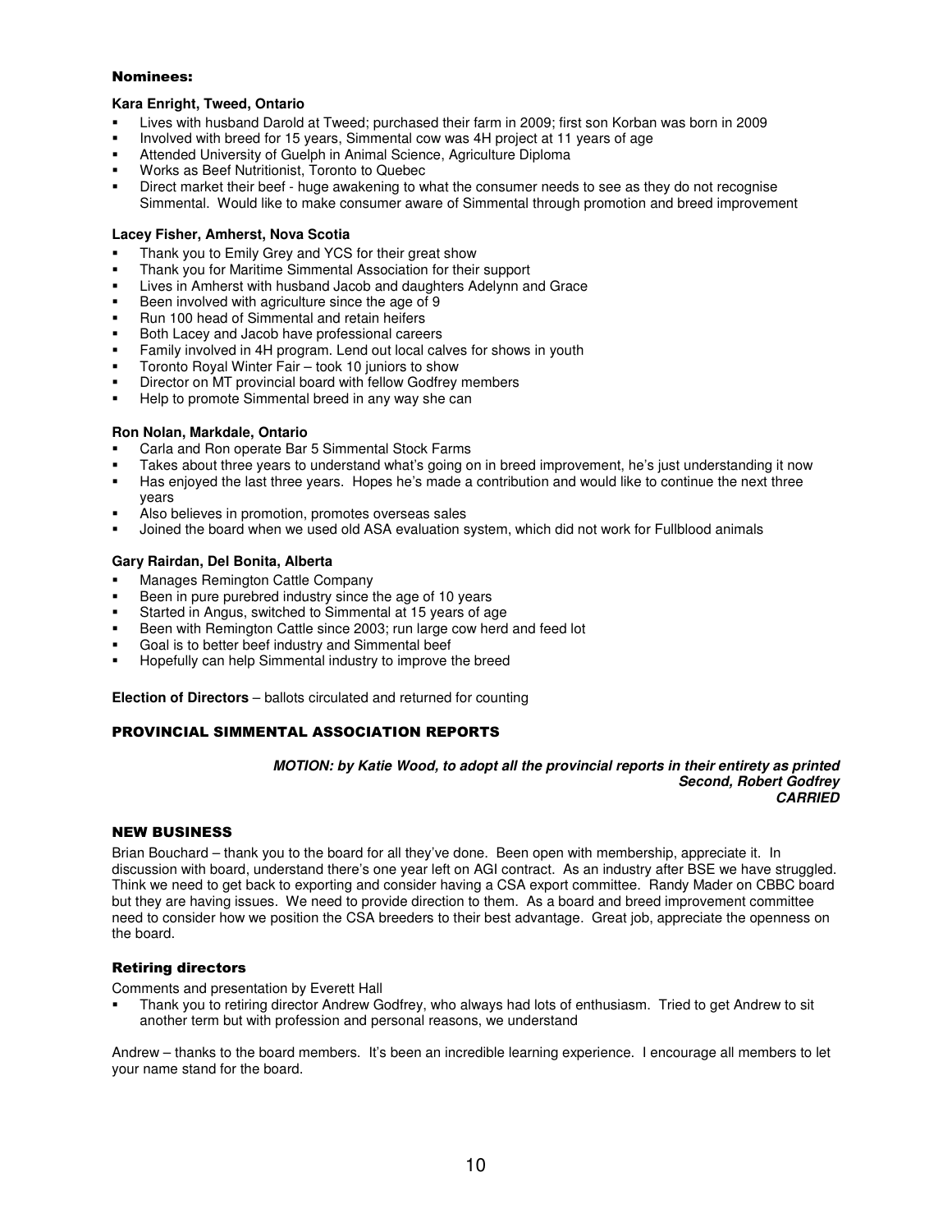### Nominees:

**Kara Enright, Tweed, Ontario**

- Lives with husband Darold at Tweed; purchased their farm in 2009; first son Korban was born in 2009
- Involved with breed for 15 years, Simmental cow was 4H project at 11 years of age
- Attended University of Guelph in Animal Science, Agriculture Diploma
- Works as Beef Nutritionist, Toronto to Quebec
- Direct market their beef - huge awakening to what the consumer needs to see as they do not recognise Simmental. Would like to make consumer aware of Simmental through promotion and breed improvement

**Lacey Fisher, Amherst, Nova Scotia**

- Thank you to Emily Grey and YCS for their great show
- Thank you for Maritime Simmental Association for their support
- Lives in Amherst with husband Jacob and daughters Adelynn and Grace
- Been involved with agriculture since the age of 9
- Run 100 head of Simmental and retain heifers
- Both Lacey and Jacob have professional careers
- Family involved in 4H program. Lend out local calves for shows in youth
- Toronto Royal Winter Fair – took 10 juniors to show
- Director on MT provincial board with fellow Godfrey members
- Help to promote Simmental breed in any way she can

**Ron Nolan, Markdale, Ontario**

- Carla and Ron operate Bar 5 Simmental Stock Farms
- Takes about three years to understand what's going on in breed improvement, he's just understanding it now
- Has enjoyed the last three years. Hopes he's made a contribution and would like to continue the next three years
- Also believes in promotion, promotes overseas sales
- Joined the board when we used old ASA evaluation system, which did not work for Fullblood animals

**Gary Rairdan, Del Bonita, Alberta**

- Manages Remington Cattle Company
- Been in pure purebred industry since the age of 10 years
- Started in Angus, switched to Simmental at 15 years of age
- Been with Remington Cattle since 2003; run large cow herd and feed lot
- Goal is to better beef industry and Simmental beef
- Hopefully can help Simmental industry to improve the breed

**Election of Directors** – ballots circulated and returned for counting

## PROVINCIAL SIMMENTAL ASSOCIATION REPORTS

***MOTION: by Katie Wood, to adopt all the provincial reports in their entirety as printed***
***Second, Robert Godfrey***
***CARRIED***

## NEW BUSINESS

Brian Bouchard – thank you to the board for all they've done. Been open with membership, appreciate it. In discussion with board, understand there's one year left on AGI contract. As an industry after BSE we have struggled. Think we need to get back to exporting and consider having a CSA export committee. Randy Mader on CBBC board but they are having issues. We need to provide direction to them. As a board and breed improvement committee need to consider how we position the CSA breeders to their best advantage. Great job, appreciate the openness on the board.

### Retiring directors

Comments and presentation by Everett Hall

- Thank you to retiring director Andrew Godfrey, who always had lots of enthusiasm. Tried to get Andrew to sit another term but with profession and personal reasons, we understand

Andrew – thanks to the board members. It's been an incredible learning experience. I encourage all members to let your name stand for the board.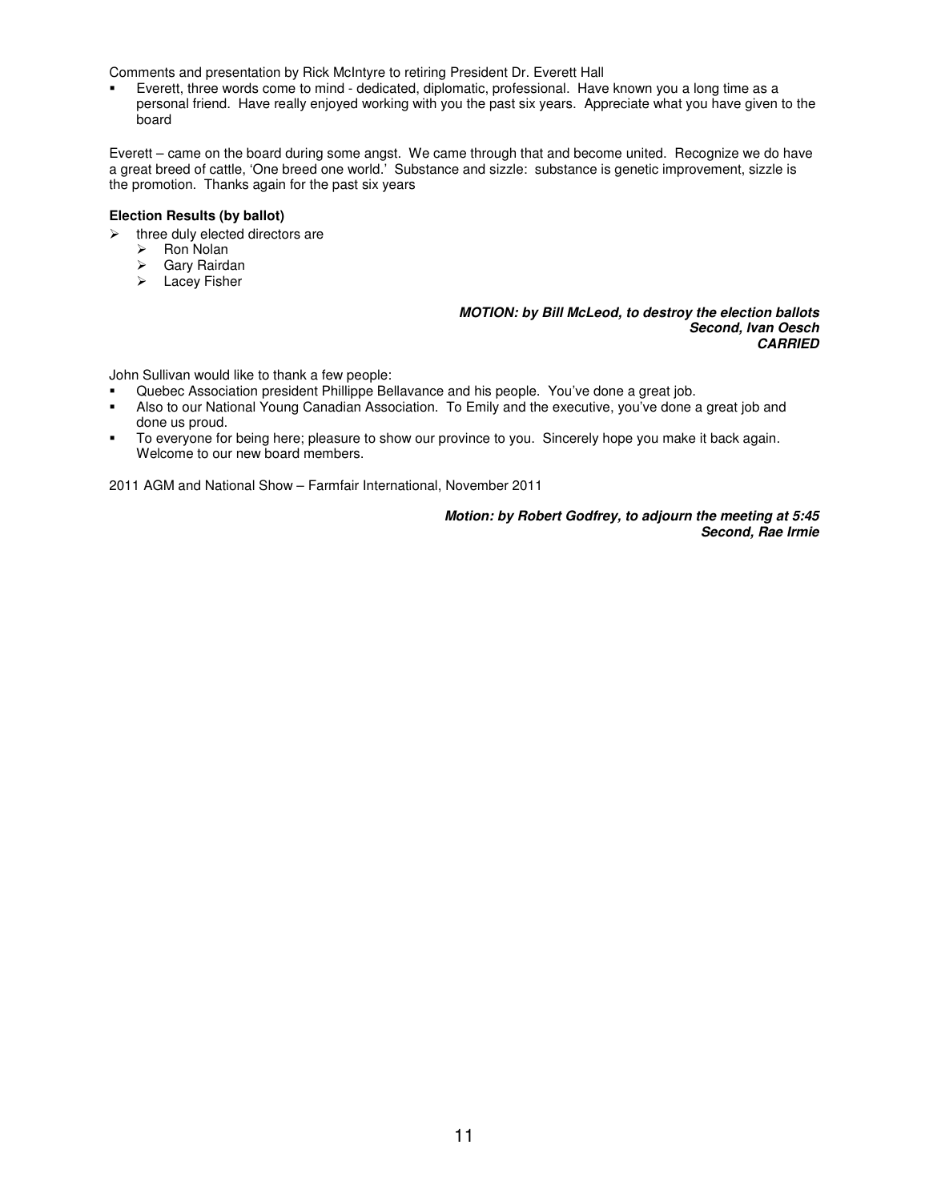Comments and presentation by Rick McIntyre to retiring President Dr. Everett Hall

- Everett, three words come to mind - dedicated, diplomatic, professional. Have known you a long time as a personal friend. Have really enjoyed working with you the past six years. Appreciate what you have given to the board

Everett – came on the board during some angst. We came through that and become united. Recognize we do have a great breed of cattle, 'One breed one world.' Substance and sizzle: substance is genetic improvement, sizzle is the promotion. Thanks again for the past six years

**Election Results (by ballot)**

- three duly elected directors are
  - Ron Nolan
  - Gary Rairdan
  - Lacey Fisher

***MOTION: by Bill McLeod, to destroy the election ballots***
***Second, Ivan Oesch***
***CARRIED***

John Sullivan would like to thank a few people:

- Quebec Association president Phillippe Bellavance and his people. You've done a great job.
- Also to our National Young Canadian Association. To Emily and the executive, you've done a great job and done us proud.
- To everyone for being here; pleasure to show our province to you. Sincerely hope you make it back again. Welcome to our new board members.

2011 AGM and National Show – Farmfair International, November 2011

***Motion: by Robert Godfrey, to adjourn the meeting at 5:45***
***Second, Rae Irmie***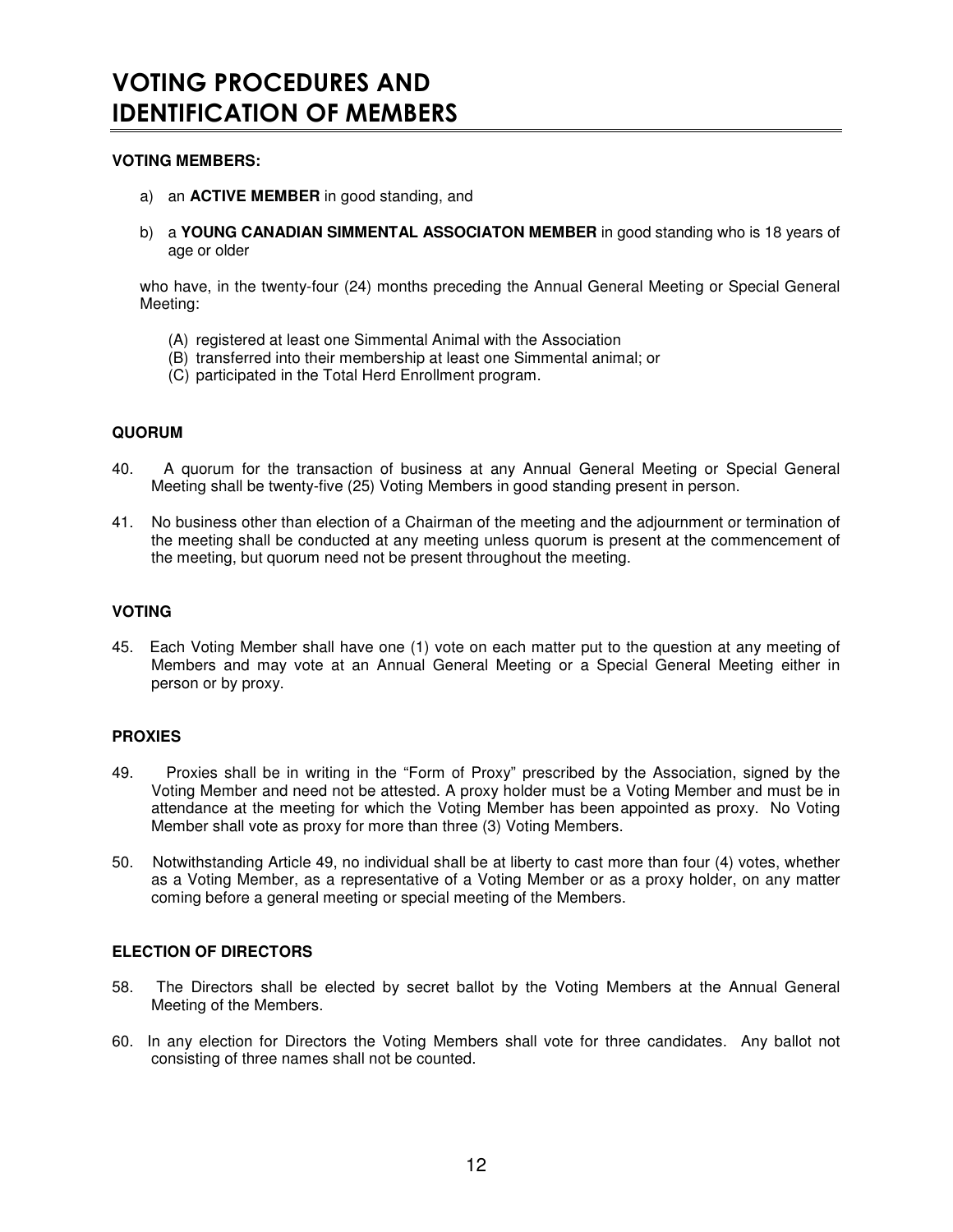# VOTING PROCEDURES AND IDENTIFICATION OF MEMBERS

**VOTING MEMBERS:**

a) an **ACTIVE MEMBER** in good standing, and

b) a **YOUNG CANADIAN SIMMENTAL ASSOCIATON MEMBER** in good standing who is 18 years of age or older

who have, in the twenty-four (24) months preceding the Annual General Meeting or Special General Meeting:

(A) registered at least one Simmental Animal with the Association
(B) transferred into their membership at least one Simmental animal; or
(C) participated in the Total Herd Enrollment program.

**QUORUM**

40. A quorum for the transaction of business at any Annual General Meeting or Special General Meeting shall be twenty-five (25) Voting Members in good standing present in person.

41. No business other than election of a Chairman of the meeting and the adjournment or termination of the meeting shall be conducted at any meeting unless quorum is present at the commencement of the meeting, but quorum need not be present throughout the meeting.

**VOTING**

45. Each Voting Member shall have one (1) vote on each matter put to the question at any meeting of Members and may vote at an Annual General Meeting or a Special General Meeting either in person or by proxy.

**PROXIES**

49. Proxies shall be in writing in the "Form of Proxy" prescribed by the Association, signed by the Voting Member and need not be attested. A proxy holder must be a Voting Member and must be in attendance at the meeting for which the Voting Member has been appointed as proxy. No Voting Member shall vote as proxy for more than three (3) Voting Members.

50. Notwithstanding Article 49, no individual shall be at liberty to cast more than four (4) votes, whether as a Voting Member, as a representative of a Voting Member or as a proxy holder, on any matter coming before a general meeting or special meeting of the Members.

**ELECTION OF DIRECTORS**

58. The Directors shall be elected by secret ballot by the Voting Members at the Annual General Meeting of the Members.

60. In any election for Directors the Voting Members shall vote for three candidates. Any ballot not consisting of three names shall not be counted.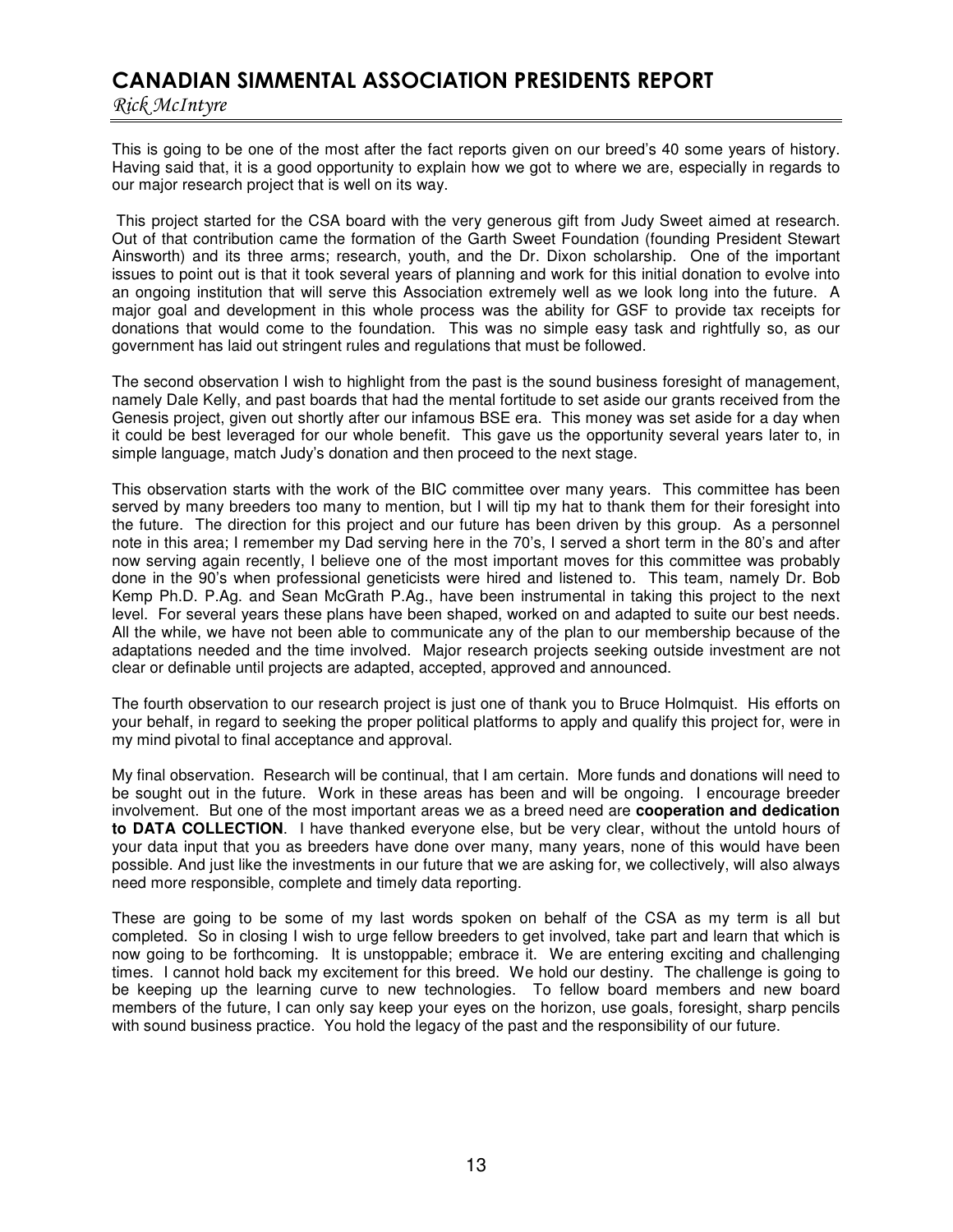# CANADIAN SIMMENTAL ASSOCIATION PRESIDENTS REPORT

*Rick McIntyre*

This is going to be one of the most after the fact reports given on our breed's 40 some years of history. Having said that, it is a good opportunity to explain how we got to where we are, especially in regards to our major research project that is well on its way.

This project started for the CSA board with the very generous gift from Judy Sweet aimed at research. Out of that contribution came the formation of the Garth Sweet Foundation (founding President Stewart Ainsworth) and its three arms; research, youth, and the Dr. Dixon scholarship. One of the important issues to point out is that it took several years of planning and work for this initial donation to evolve into an ongoing institution that will serve this Association extremely well as we look long into the future. A major goal and development in this whole process was the ability for GSF to provide tax receipts for donations that would come to the foundation. This was no simple easy task and rightfully so, as our government has laid out stringent rules and regulations that must be followed.

The second observation I wish to highlight from the past is the sound business foresight of management, namely Dale Kelly, and past boards that had the mental fortitude to set aside our grants received from the Genesis project, given out shortly after our infamous BSE era. This money was set aside for a day when it could be best leveraged for our whole benefit. This gave us the opportunity several years later to, in simple language, match Judy's donation and then proceed to the next stage.

This observation starts with the work of the BIC committee over many years. This committee has been served by many breeders too many to mention, but I will tip my hat to thank them for their foresight into the future. The direction for this project and our future has been driven by this group. As a personnel note in this area; I remember my Dad serving here in the 70's, I served a short term in the 80's and after now serving again recently, I believe one of the most important moves for this committee was probably done in the 90's when professional geneticists were hired and listened to. This team, namely Dr. Bob Kemp Ph.D. P.Ag. and Sean McGrath P.Ag., have been instrumental in taking this project to the next level. For several years these plans have been shaped, worked on and adapted to suite our best needs. All the while, we have not been able to communicate any of the plan to our membership because of the adaptations needed and the time involved. Major research projects seeking outside investment are not clear or definable until projects are adapted, accepted, approved and announced.

The fourth observation to our research project is just one of thank you to Bruce Holmquist. His efforts on your behalf, in regard to seeking the proper political platforms to apply and qualify this project for, were in my mind pivotal to final acceptance and approval.

My final observation. Research will be continual, that I am certain. More funds and donations will need to be sought out in the future. Work in these areas has been and will be ongoing. I encourage breeder involvement. But one of the most important areas we as a breed need are **cooperation and dedication to DATA COLLECTION**. I have thanked everyone else, but be very clear, without the untold hours of your data input that you as breeders have done over many, many years, none of this would have been possible. And just like the investments in our future that we are asking for, we collectively, will also always need more responsible, complete and timely data reporting.

These are going to be some of my last words spoken on behalf of the CSA as my term is all but completed. So in closing I wish to urge fellow breeders to get involved, take part and learn that which is now going to be forthcoming. It is unstoppable; embrace it. We are entering exciting and challenging times. I cannot hold back my excitement for this breed. We hold our destiny. The challenge is going to be keeping up the learning curve to new technologies. To fellow board members and new board members of the future, I can only say keep your eyes on the horizon, use goals, foresight, sharp pencils with sound business practice. You hold the legacy of the past and the responsibility of our future.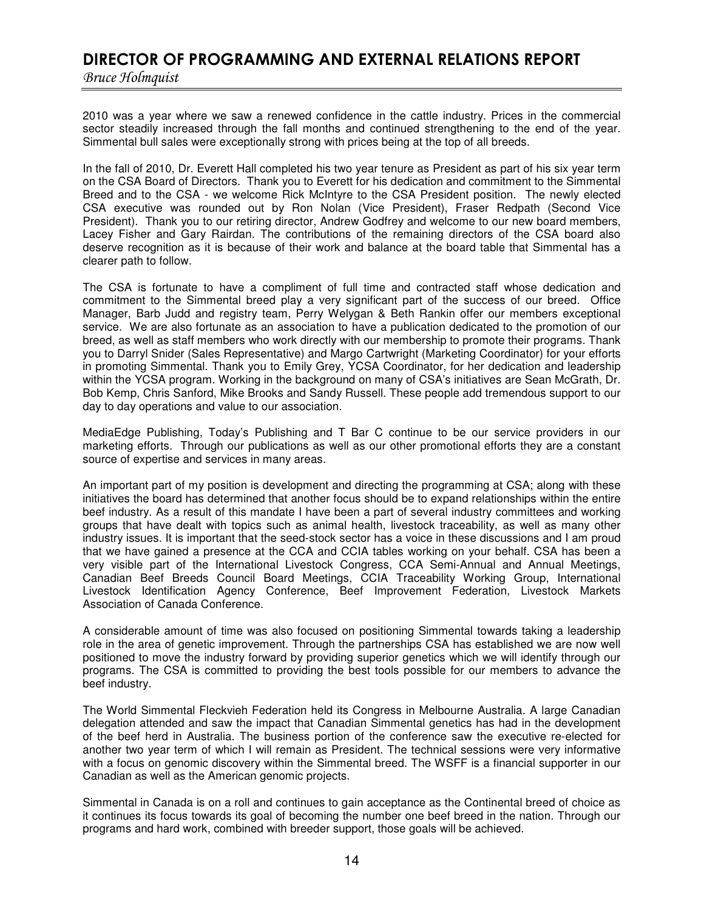# DIRECTOR OF PROGRAMMING AND EXTERNAL RELATIONS REPORT

*Bruce Holmquist*

2010 was a year where we saw a renewed confidence in the cattle industry. Prices in the commercial sector steadily increased through the fall months and continued strengthening to the end of the year. Simmental bull sales were exceptionally strong with prices being at the top of all breeds.

In the fall of 2010, Dr. Everett Hall completed his two year tenure as President as part of his six year term on the CSA Board of Directors. Thank you to Everett for his dedication and commitment to the Simmental Breed and to the CSA - we welcome Rick McIntyre to the CSA President position. The newly elected CSA executive was rounded out by Ron Nolan (Vice President), Fraser Redpath (Second Vice President). Thank you to our retiring director, Andrew Godfrey and welcome to our new board members, Lacey Fisher and Gary Rairdan. The contributions of the remaining directors of the CSA board also deserve recognition as it is because of their work and balance at the board table that Simmental has a clearer path to follow.

The CSA is fortunate to have a compliment of full time and contracted staff whose dedication and commitment to the Simmental breed play a very significant part of the success of our breed. Office Manager, Barb Judd and registry team, Perry Welygan & Beth Rankin offer our members exceptional service. We are also fortunate as an association to have a publication dedicated to the promotion of our breed, as well as staff members who work directly with our membership to promote their programs. Thank you to Darryl Snider (Sales Representative) and Margo Cartwright (Marketing Coordinator) for your efforts in promoting Simmental. Thank you to Emily Grey, YCSA Coordinator, for her dedication and leadership within the YCSA program. Working in the background on many of CSA's initiatives are Sean McGrath, Dr. Bob Kemp, Chris Sanford, Mike Brooks and Sandy Russell. These people add tremendous support to our day to day operations and value to our association.

MediaEdge Publishing, Today's Publishing and T Bar C continue to be our service providers in our marketing efforts. Through our publications as well as our other promotional efforts they are a constant source of expertise and services in many areas.

An important part of my position is development and directing the programming at CSA; along with these initiatives the board has determined that another focus should be to expand relationships within the entire beef industry. As a result of this mandate I have been a part of several industry committees and working groups that have dealt with topics such as animal health, livestock traceability, as well as many other industry issues. It is important that the seed-stock sector has a voice in these discussions and I am proud that we have gained a presence at the CCA and CCIA tables working on your behalf. CSA has been a very visible part of the International Livestock Congress, CCA Semi-Annual and Annual Meetings, Canadian Beef Breeds Council Board Meetings, CCIA Traceability Working Group, International Livestock Identification Agency Conference, Beef Improvement Federation, Livestock Markets Association of Canada Conference.

A considerable amount of time was also focused on positioning Simmental towards taking a leadership role in the area of genetic improvement. Through the partnerships CSA has established we are now well positioned to move the industry forward by providing superior genetics which we will identify through our programs. The CSA is committed to providing the best tools possible for our members to advance the beef industry.

The World Simmental Fleckvieh Federation held its Congress in Melbourne Australia. A large Canadian delegation attended and saw the impact that Canadian Simmental genetics has had in the development of the beef herd in Australia. The business portion of the conference saw the executive re-elected for another two year term of which I will remain as President. The technical sessions were very informative with a focus on genomic discovery within the Simmental breed. The WSFF is a financial supporter in our Canadian as well as the American genomic projects.

Simmental in Canada is on a roll and continues to gain acceptance as the Continental breed of choice as it continues its focus towards its goal of becoming the number one beef breed in the nation. Through our programs and hard work, combined with breeder support, those goals will be achieved.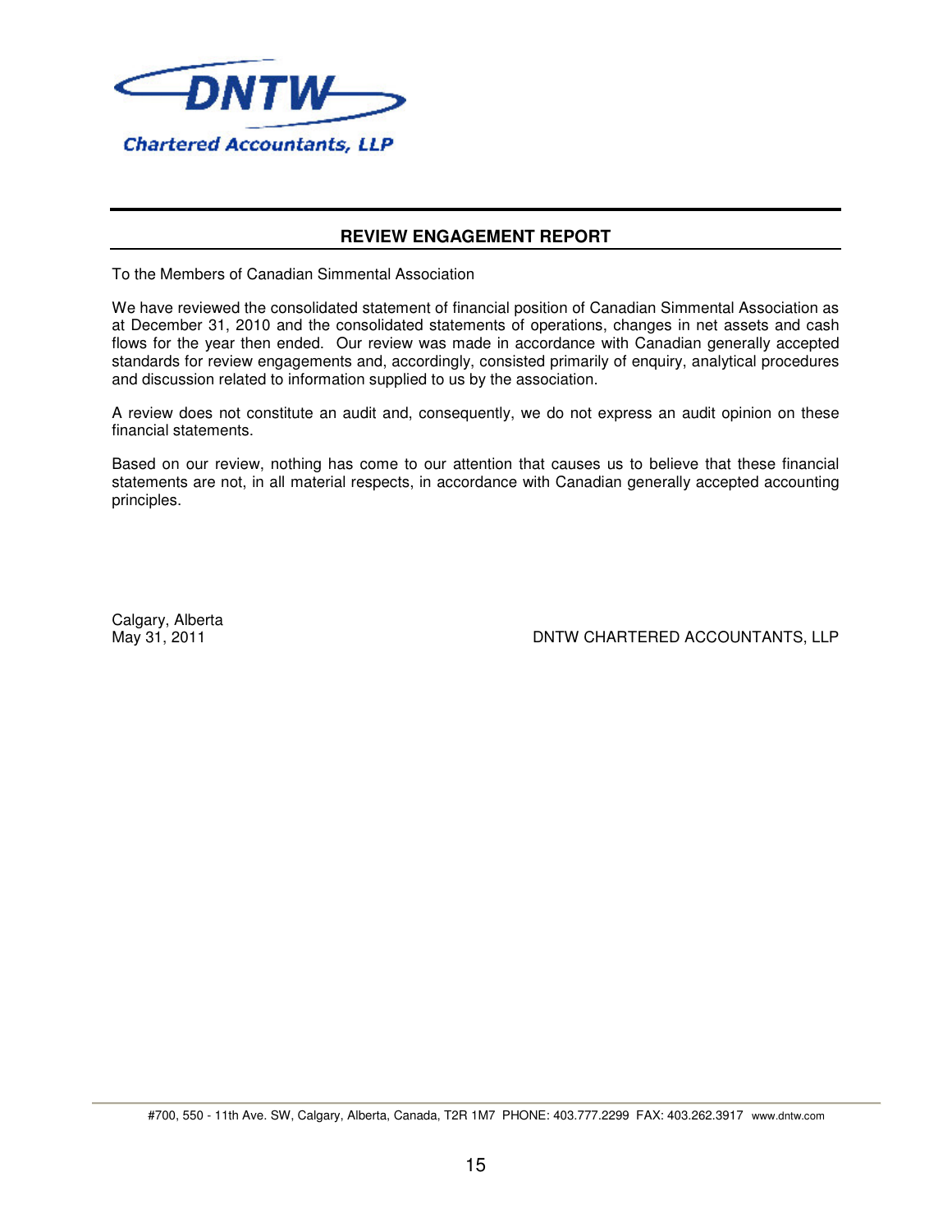DNTW

Chartered Accountants, LLP

## REVIEW ENGAGEMENT REPORT

To the Members of Canadian Simmental Association

We have reviewed the consolidated statement of financial position of Canadian Simmental Association as at December 31, 2010 and the consolidated statements of operations, changes in net assets and cash flows for the year then ended. Our review was made in accordance with Canadian generally accepted standards for review engagements and, accordingly, consisted primarily of enquiry, analytical procedures and discussion related to information supplied to us by the association.

A review does not constitute an audit and, consequently, we do not express an audit opinion on these financial statements.

Based on our review, nothing has come to our attention that causes us to believe that these financial statements are not, in all material respects, in accordance with Canadian generally accepted accounting principles.

Calgary, Alberta
May 31, 2011

DNTW CHARTERED ACCOUNTANTS, LLP

#700, 550 - 11th Ave. SW, Calgary, Alberta, Canada, T2R 1M7 PHONE: 403.777.2299 FAX: 403.262.3917 www.dntw.com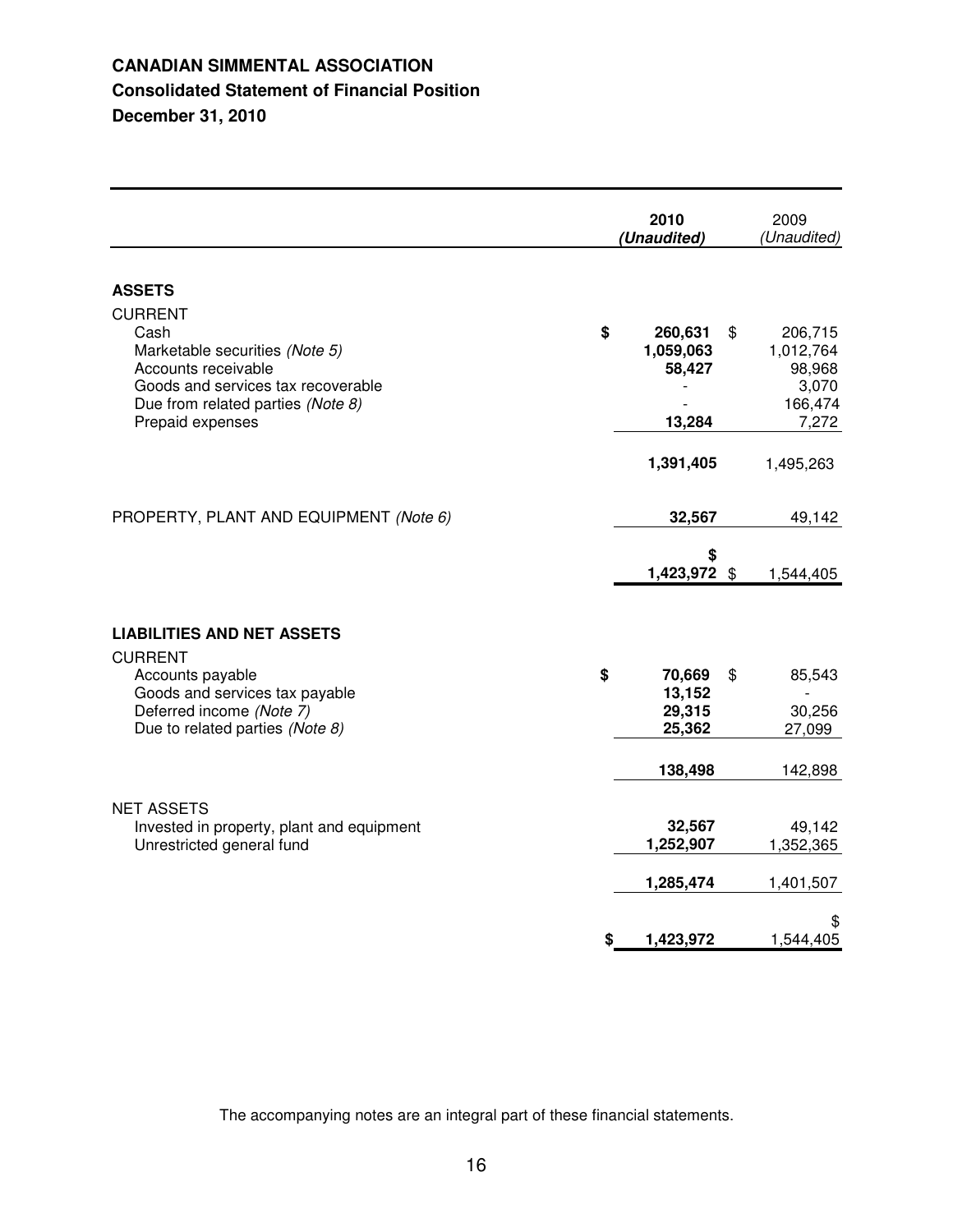**CANADIAN SIMMENTAL ASSOCIATION**

**Consolidated Statement of Financial Position**

**December 31, 2010**

| | **2010 *(Unaudited)*** | 2009 *(Unaudited)* |
|---|---|---|
| **ASSETS** | | |
| CURRENT | | |
| Cash | **$ 260,631** | $ 206,715 |
| Marketable securities *(Note 5)* | **1,059,063** | 1,012,764 |
| Accounts receivable | **58,427** | 98,968 |
| Goods and services tax recoverable | **-** | 3,070 |
| Due from related parties *(Note 8)* | **-** | 166,474 |
| Prepaid expenses | **13,284** | 7,272 |
| | **1,391,405** | 1,495,263 |
| PROPERTY, PLANT AND EQUIPMENT *(Note 6)* | **32,567** | 49,142 |
| | **$ 1,423,972** | $ 1,544,405 |
| **LIABILITIES AND NET ASSETS** | | |
| CURRENT | | |
| Accounts payable | **$ 70,669** | $ 85,543 |
| Goods and services tax payable | **13,152** | - |
| Deferred income *(Note 7)* | **29,315** | 30,256 |
| Due to related parties *(Note 8)* | **25,362** | 27,099 |
| | **138,498** | 142,898 |
| NET ASSETS | | |
| Invested in property, plant and equipment | **32,567** | 49,142 |
| Unrestricted general fund | **1,252,907** | 1,352,365 |
| | **1,285,474** | 1,401,507 |
| | **$ 1,423,972** | $ 1,544,405 |

The accompanying notes are an integral part of these financial statements.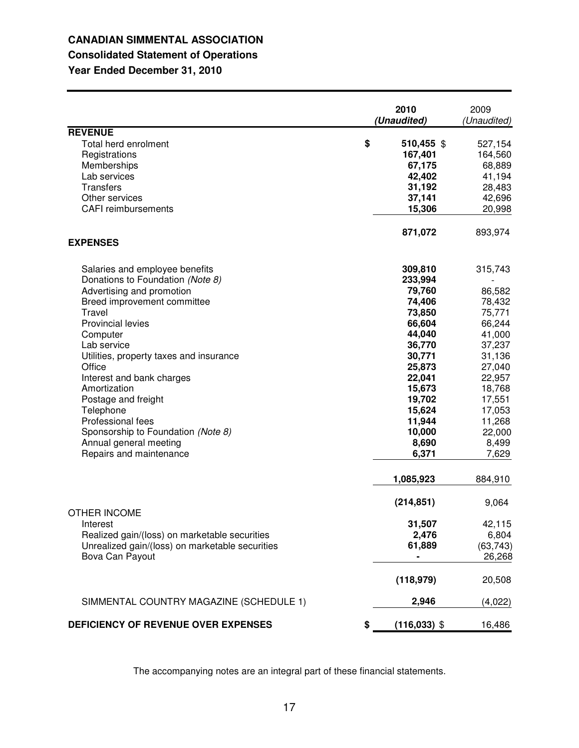# CANADIAN SIMMENTAL ASSOCIATION

## Consolidated Statement of Operations

## Year Ended December 31, 2010

| | 2010 *(Unaudited)* | 2009 *(Unaudited)* |
|---|---|---|
| **REVENUE** | | |
| Total herd enrolment | $ **510,455** | $ 527,154 |
| Registrations | **167,401** | 164,560 |
| Memberships | **67,175** | 68,889 |
| Lab services | **42,402** | 41,194 |
| Transfers | **31,192** | 28,483 |
| Other services | **37,141** | 42,696 |
| CAFI reimbursements | **15,306** | 20,998 |
| | **871,072** | 893,974 |
| **EXPENSES** | | |
| Salaries and employee benefits | **309,810** | 315,743 |
| Donations to Foundation *(Note 8)* | **233,994** | - |
| Advertising and promotion | **79,760** | 86,582 |
| Breed improvement committee | **74,406** | 78,432 |
| Travel | **73,850** | 75,771 |
| Provincial levies | **66,604** | 66,244 |
| Computer | **44,040** | 41,000 |
| Lab service | **36,770** | 37,237 |
| Utilities, property taxes and insurance | **30,771** | 31,136 |
| Office | **25,873** | 27,040 |
| Interest and bank charges | **22,041** | 22,957 |
| Amortization | **15,673** | 18,768 |
| Postage and freight | **19,702** | 17,551 |
| Telephone | **15,624** | 17,053 |
| Professional fees | **11,944** | 11,268 |
| Sponsorship to Foundation *(Note 8)* | **10,000** | 22,000 |
| Annual general meeting | **8,690** | 8,499 |
| Repairs and maintenance | **6,371** | 7,629 |
| | **1,085,923** | 884,910 |
| | **(214,851)** | 9,064 |
| OTHER INCOME | | |
| Interest | **31,507** | 42,115 |
| Realized gain/(loss) on marketable securities | **2,476** | 6,804 |
| Unrealized gain/(loss) on marketable securities | **61,889** | (63,743) |
| Bova Can Payout | **-** | 26,268 |
| | **(118,979)** | 20,508 |
| SIMMENTAL COUNTRY MAGAZINE (SCHEDULE 1) | **2,946** | (4,022) |
| **DEFICIENCY OF REVENUE OVER EXPENSES** | $ **(116,033)** | $ 16,486 |

The accompanying notes are an integral part of these financial statements.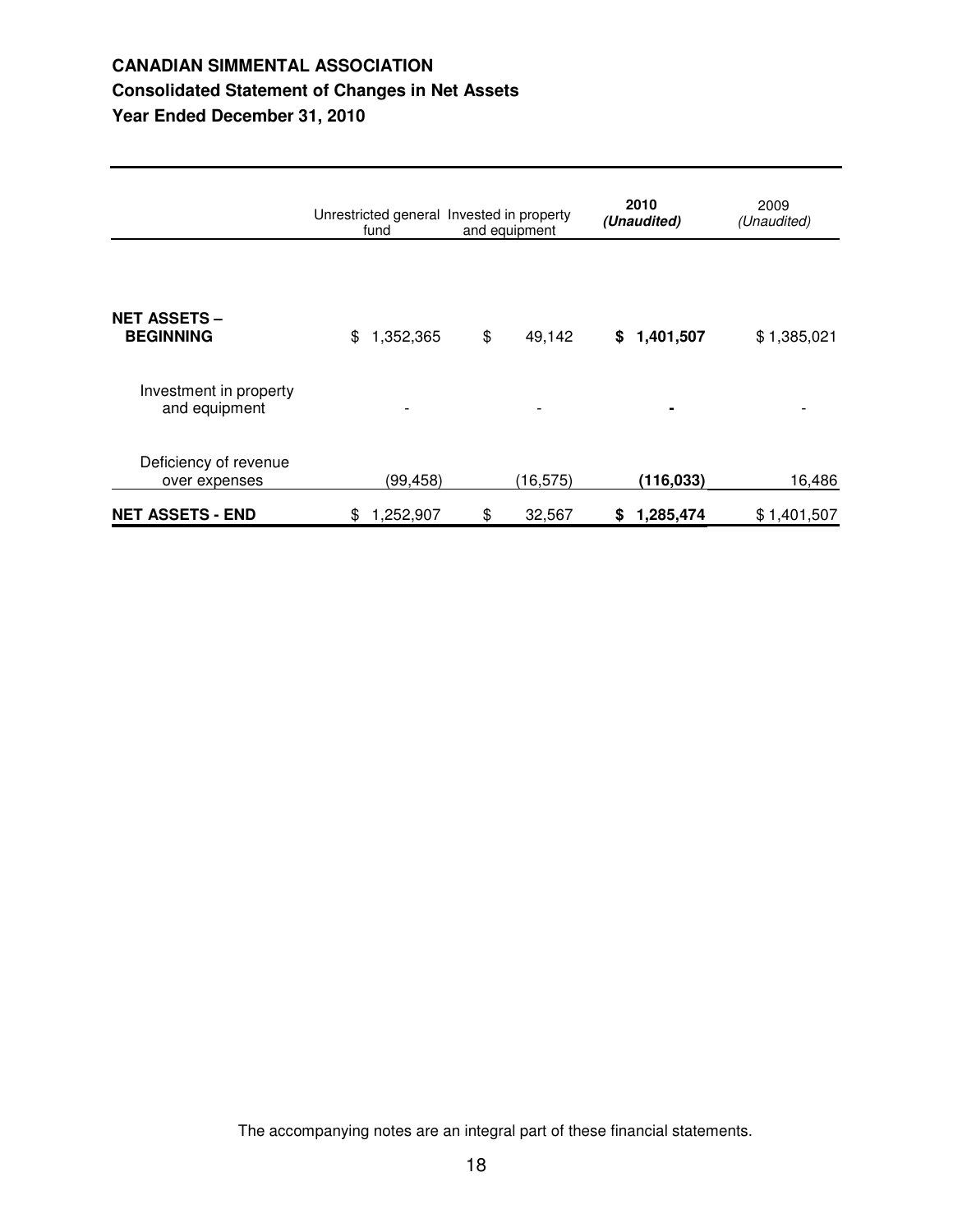**CANADIAN SIMMENTAL ASSOCIATION**

**Consolidated Statement of Changes in Net Assets**

**Year Ended December 31, 2010**

| | Unrestricted general fund | Invested in property and equipment | **2010** ***(Unaudited)*** | 2009 *(Unaudited)* |
|---|---|---|---|---|
| **NET ASSETS – BEGINNING** | $ 1,352,365 | $ 49,142 | **$ 1,401,507** | $ 1,385,021 |
| Investment in property and equipment | - | - | **-** | - |
| Deficiency of revenue over expenses | (99,458) | (16,575) | **(116,033)** | 16,486 |
| **NET ASSETS - END** | $ 1,252,907 | $ 32,567 | **$ 1,285,474** | $ 1,401,507 |

The accompanying notes are an integral part of these financial statements.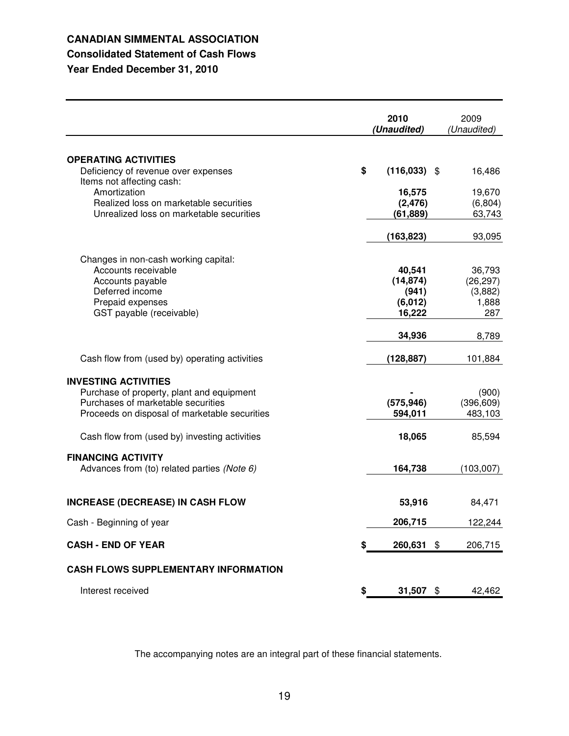**CANADIAN SIMMENTAL ASSOCIATION**

**Consolidated Statement of Cash Flows**

**Year Ended December 31, 2010**

| | **2010** *(Unaudited)* | 2009 *(Unaudited)* |
|---|---|---|
| **OPERATING ACTIVITIES** | | |
| Deficiency of revenue over expenses | **$ (116,033)** | $ 16,486 |
| Items not affecting cash: | | |
| Amortization | **16,575** | 19,670 |
| Realized loss on marketable securities | **(2,476)** | (6,804) |
| Unrealized loss on marketable securities | **(61,889)** | 63,743 |
| | **(163,823)** | 93,095 |
| Changes in non-cash working capital: | | |
| Accounts receivable | **40,541** | 36,793 |
| Accounts payable | **(14,874)** | (26,297) |
| Deferred income | **(941)** | (3,882) |
| Prepaid expenses | **(6,012)** | 1,888 |
| GST payable (receivable) | **16,222** | 287 |
| | **34,936** | 8,789 |
| Cash flow from (used by) operating activities | **(128,887)** | 101,884 |
| **INVESTING ACTIVITIES** | | |
| Purchase of property, plant and equipment | **-** | (900) |
| Purchases of marketable securities | **(575,946)** | (396,609) |
| Proceeds on disposal of marketable securities | **594,011** | 483,103 |
| Cash flow from (used by) investing activities | **18,065** | 85,594 |
| **FINANCING ACTIVITY** | | |
| Advances from (to) related parties *(Note 6)* | **164,738** | (103,007) |
| **INCREASE (DECREASE) IN CASH FLOW** | **53,916** | 84,471 |
| Cash - Beginning of year | **206,715** | 122,244 |
| **CASH - END OF YEAR** | **$ 260,631** | $ 206,715 |
| **CASH FLOWS SUPPLEMENTARY INFORMATION** | | |
| Interest received | **$ 31,507** | $ 42,462 |

The accompanying notes are an integral part of these financial statements.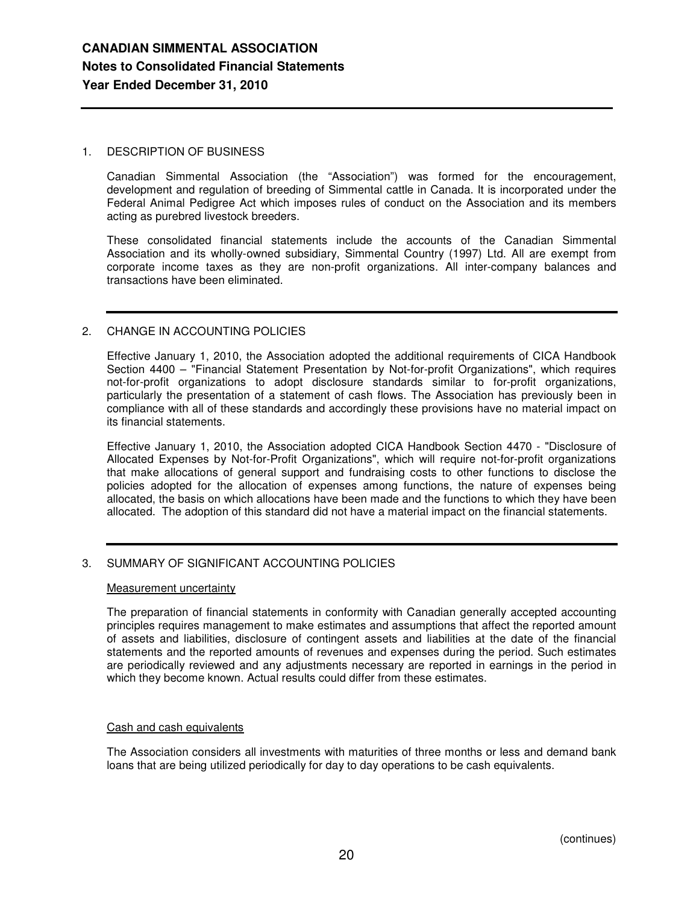**CANADIAN SIMMENTAL ASSOCIATION**
**Notes to Consolidated Financial Statements**
**Year Ended December 31, 2010**

## 1. DESCRIPTION OF BUSINESS

Canadian Simmental Association (the "Association") was formed for the encouragement, development and regulation of breeding of Simmental cattle in Canada. It is incorporated under the Federal Animal Pedigree Act which imposes rules of conduct on the Association and its members acting as purebred livestock breeders.

These consolidated financial statements include the accounts of the Canadian Simmental Association and its wholly-owned subsidiary, Simmental Country (1997) Ltd. All are exempt from corporate income taxes as they are non-profit organizations. All inter-company balances and transactions have been eliminated.

## 2. CHANGE IN ACCOUNTING POLICIES

Effective January 1, 2010, the Association adopted the additional requirements of CICA Handbook Section 4400 – "Financial Statement Presentation by Not-for-profit Organizations", which requires not-for-profit organizations to adopt disclosure standards similar to for-profit organizations, particularly the presentation of a statement of cash flows. The Association has previously been in compliance with all of these standards and accordingly these provisions have no material impact on its financial statements.

Effective January 1, 2010, the Association adopted CICA Handbook Section 4470 - "Disclosure of Allocated Expenses by Not-for-Profit Organizations", which will require not-for-profit organizations that make allocations of general support and fundraising costs to other functions to disclose the policies adopted for the allocation of expenses among functions, the nature of expenses being allocated, the basis on which allocations have been made and the functions to which they have been allocated. The adoption of this standard did not have a material impact on the financial statements.

## 3. SUMMARY OF SIGNIFICANT ACCOUNTING POLICIES

Measurement uncertainty

The preparation of financial statements in conformity with Canadian generally accepted accounting principles requires management to make estimates and assumptions that affect the reported amount of assets and liabilities, disclosure of contingent assets and liabilities at the date of the financial statements and the reported amounts of revenues and expenses during the period. Such estimates are periodically reviewed and any adjustments necessary are reported in earnings in the period in which they become known. Actual results could differ from these estimates.

Cash and cash equivalents

The Association considers all investments with maturities of three months or less and demand bank loans that are being utilized periodically for day to day operations to be cash equivalents.

(continues)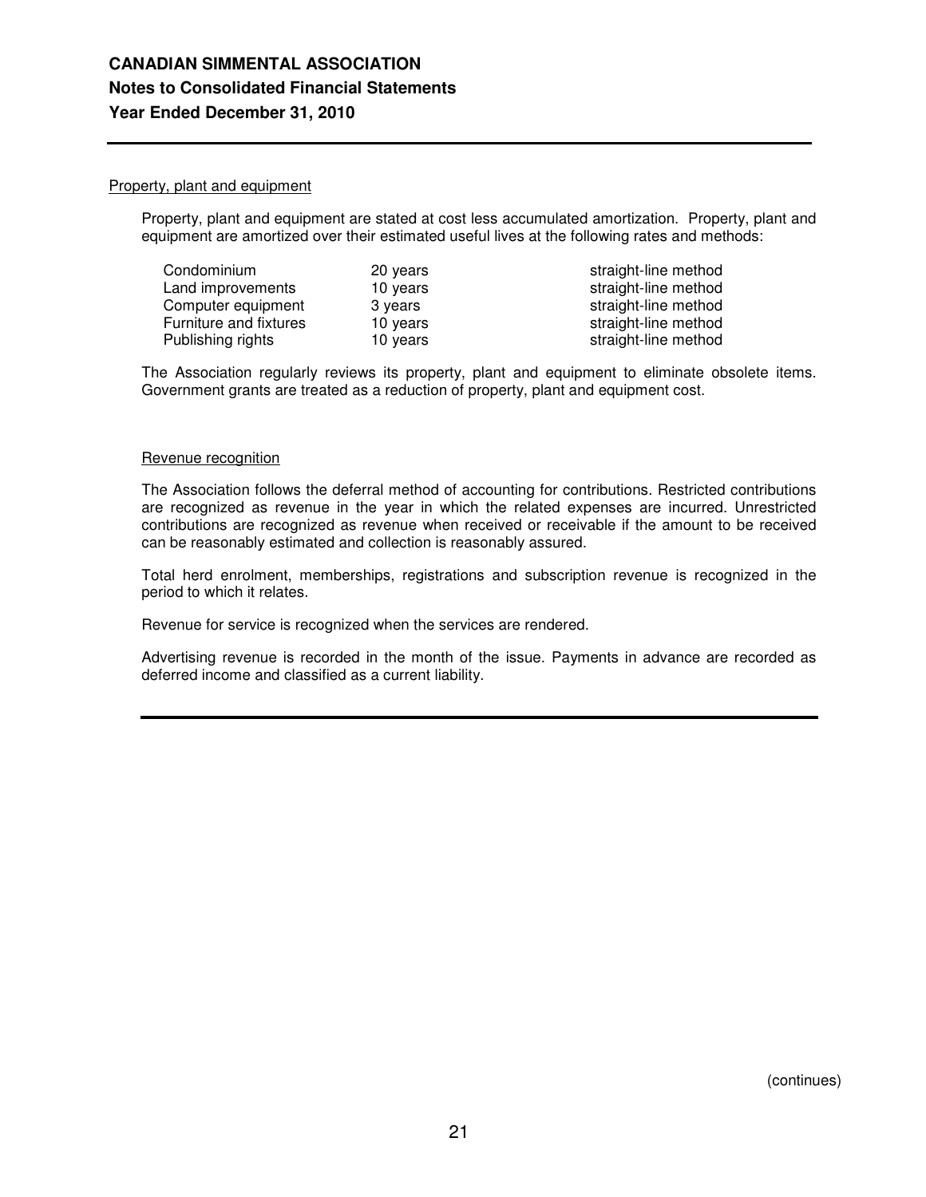#### Property, plant and equipment

Property, plant and equipment are stated at cost less accumulated amortization. Property, plant and equipment are amortized over their estimated useful lives at the following rates and methods:

| | | |
|---|---|---|
| Condominium | 20 years | straight-line method |
| Land improvements | 10 years | straight-line method |
| Computer equipment | 3 years | straight-line method |
| Furniture and fixtures | 10 years | straight-line method |
| Publishing rights | 10 years | straight-line method |

The Association regularly reviews its property, plant and equipment to eliminate obsolete items. Government grants are treated as a reduction of property, plant and equipment cost.

#### Revenue recognition

The Association follows the deferral method of accounting for contributions. Restricted contributions are recognized as revenue in the year in which the related expenses are incurred. Unrestricted contributions are recognized as revenue when received or receivable if the amount to be received can be reasonably estimated and collection is reasonably assured.

Total herd enrolment, memberships, registrations and subscription revenue is recognized in the period to which it relates.

Revenue for service is recognized when the services are rendered.

Advertising revenue is recorded in the month of the issue. Payments in advance are recorded as deferred income and classified as a current liability.

(continues)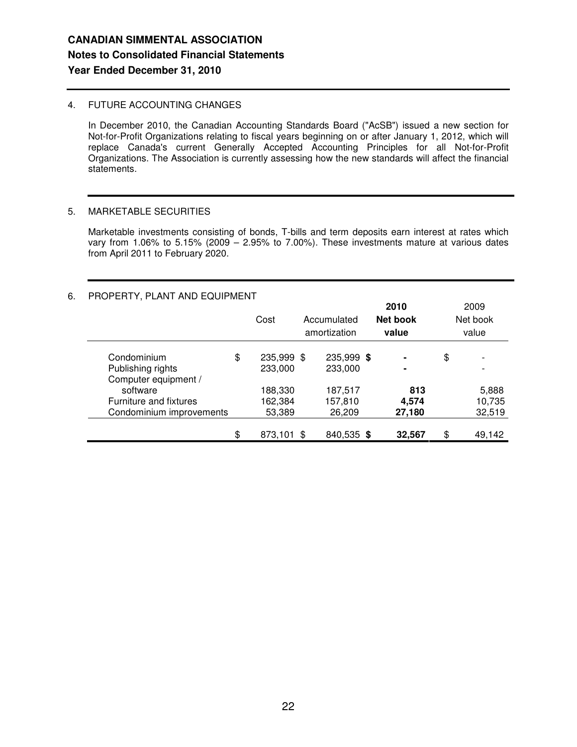**CANADIAN SIMMENTAL ASSOCIATION**

**Notes to Consolidated Financial Statements**

**Year Ended December 31, 2010**

4. FUTURE ACCOUNTING CHANGES

In December 2010, the Canadian Accounting Standards Board ("AcSB") issued a new section for Not-for-Profit Organizations relating to fiscal years beginning on or after January 1, 2012, which will replace Canada's current Generally Accepted Accounting Principles for all Not-for-Profit Organizations. The Association is currently assessing how the new standards will affect the financial statements.

5. MARKETABLE SECURITIES

Marketable investments consisting of bonds, T-bills and term deposits earn interest at rates which vary from 1.06% to 5.15% (2009 – 2.95% to 7.00%). These investments mature at various dates from April 2011 to February 2020.

6. PROPERTY, PLANT AND EQUIPMENT

| | Cost | Accumulated amortization | **2010 Net book value** | 2009 Net book value |
|---|---|---|---|---|
| Condominium | $ 235,999 | $ 235,999 | **$ -** | $ - |
| Publishing rights | 233,000 | 233,000 | **-** | - |
| Computer equipment / software | 188,330 | 187,517 | **813** | 5,888 |
| Furniture and fixtures | 162,384 | 157,810 | **4,574** | 10,735 |
| Condominium improvements | 53,389 | 26,209 | **27,180** | 32,519 |
| | $ 873,101 | $ 840,535 | **$ 32,567** | $ 49,142 |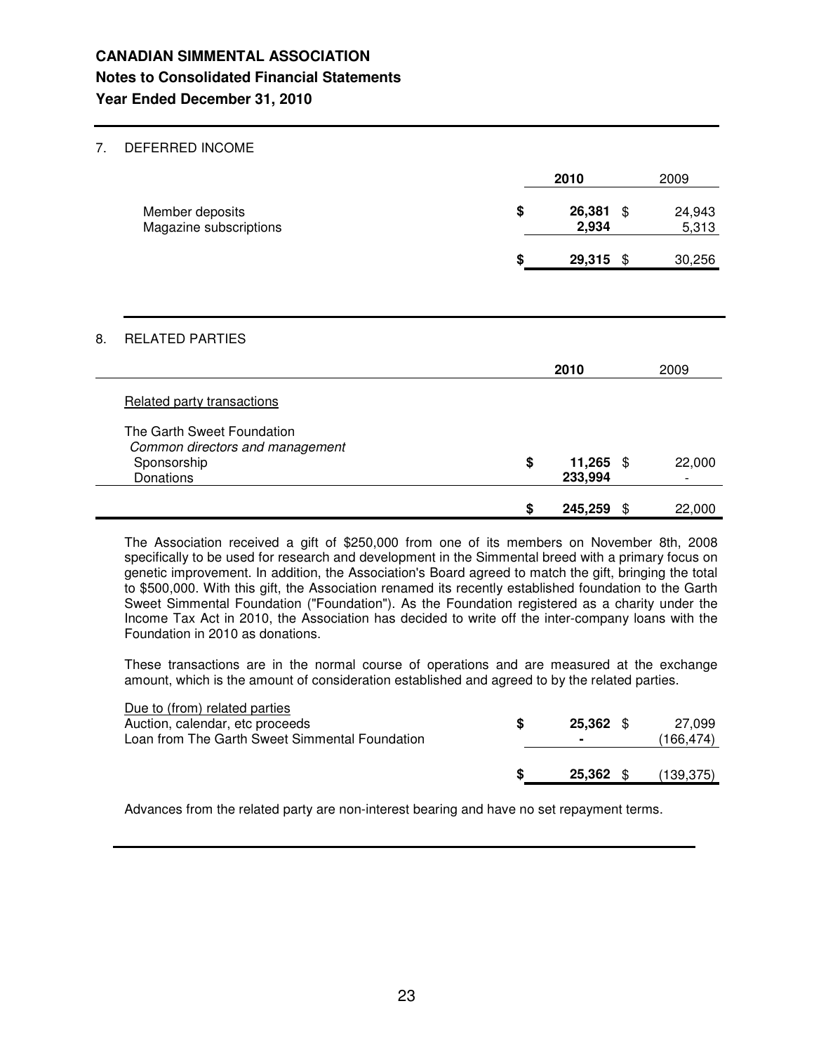# CANADIAN SIMMENTAL ASSOCIATION
## Notes to Consolidated Financial Statements
## Year Ended December 31, 2010

### 7. DEFERRED INCOME

| | 2010 | 2009 |
|---|---|---|
| Member deposits | $ **26,381** | $ 24,943 |
| Magazine subscriptions | **2,934** | 5,313 |
| | $ **29,315** | $ 30,256 |

### 8. RELATED PARTIES

| | 2010 | 2009 |
|---|---|---|
| Related party transactions | | |
| The Garth Sweet Foundation | | |
| *Common directors and management* | | |
| Sponsorship | $ **11,265** | $ 22,000 |
| Donations | **233,994** | - |
| | $ **245,259** | $ 22,000 |

The Association received a gift of $250,000 from one of its members on November 8th, 2008 specifically to be used for research and development in the Simmental breed with a primary focus on genetic improvement. In addition, the Association's Board agreed to match the gift, bringing the total to $500,000. With this gift, the Association renamed its recently established foundation to the Garth Sweet Simmental Foundation ("Foundation"). As the Foundation registered as a charity under the Income Tax Act in 2010, the Association has decided to write off the inter-company loans with the Foundation in 2010 as donations.

These transactions are in the normal course of operations and are measured at the exchange amount, which is the amount of consideration established and agreed to by the related parties.

| | 2010 | 2009 |
|---|---|---|
| Due to (from) related parties | | |
| Auction, calendar, etc proceeds | $ **25,362** | $ 27,099 |
| Loan from The Garth Sweet Simmental Foundation | **-** | (166,474) |
| | $ **25,362** | $ (139,375) |

Advances from the related party are non-interest bearing and have no set repayment terms.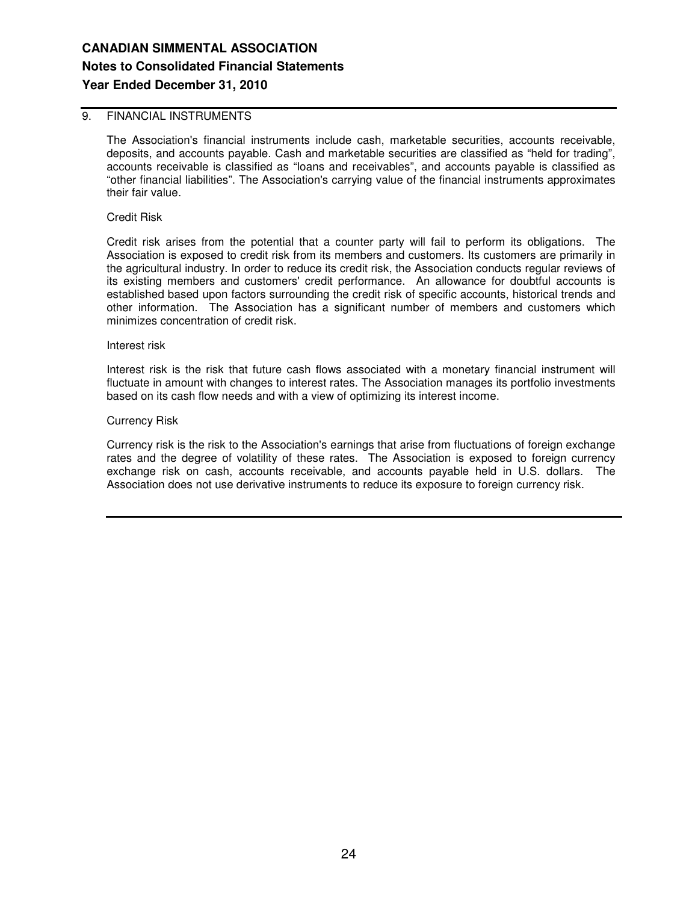# CANADIAN SIMMENTAL ASSOCIATION
## Notes to Consolidated Financial Statements
## Year Ended December 31, 2010

### 9. FINANCIAL INSTRUMENTS

The Association's financial instruments include cash, marketable securities, accounts receivable, deposits, and accounts payable. Cash and marketable securities are classified as "held for trading", accounts receivable is classified as "loans and receivables", and accounts payable is classified as "other financial liabilities". The Association's carrying value of the financial instruments approximates their fair value.

Credit Risk

Credit risk arises from the potential that a counter party will fail to perform its obligations. The Association is exposed to credit risk from its members and customers. Its customers are primarily in the agricultural industry. In order to reduce its credit risk, the Association conducts regular reviews of its existing members and customers' credit performance. An allowance for doubtful accounts is established based upon factors surrounding the credit risk of specific accounts, historical trends and other information. The Association has a significant number of members and customers which minimizes concentration of credit risk.

Interest risk

Interest risk is the risk that future cash flows associated with a monetary financial instrument will fluctuate in amount with changes to interest rates. The Association manages its portfolio investments based on its cash flow needs and with a view of optimizing its interest income.

Currency Risk

Currency risk is the risk to the Association's earnings that arise from fluctuations of foreign exchange rates and the degree of volatility of these rates. The Association is exposed to foreign currency exchange risk on cash, accounts receivable, and accounts payable held in U.S. dollars. The Association does not use derivative instruments to reduce its exposure to foreign currency risk.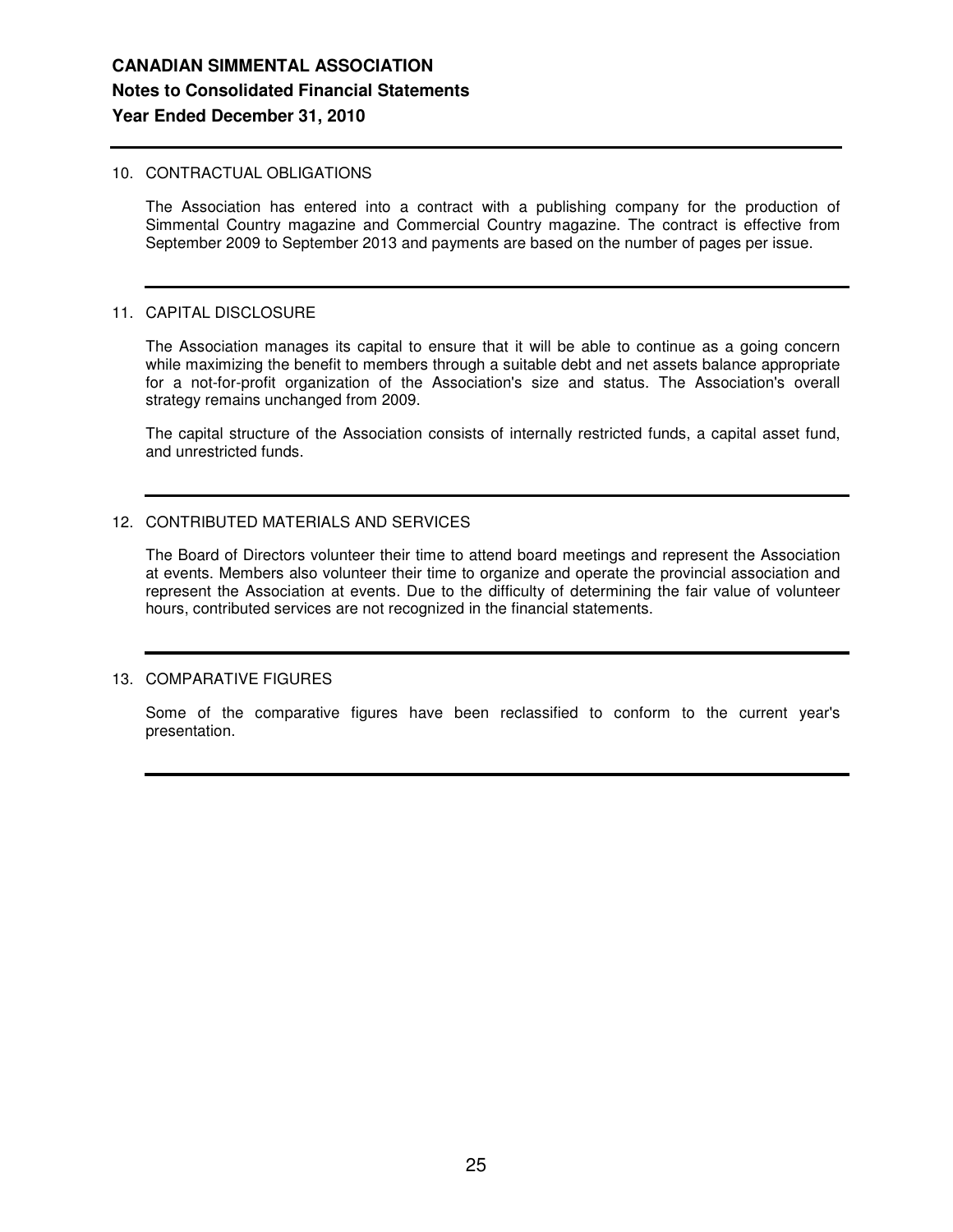## 10. CONTRACTUAL OBLIGATIONS

The Association has entered into a contract with a publishing company for the production of Simmental Country magazine and Commercial Country magazine. The contract is effective from September 2009 to September 2013 and payments are based on the number of pages per issue.

## 11. CAPITAL DISCLOSURE

The Association manages its capital to ensure that it will be able to continue as a going concern while maximizing the benefit to members through a suitable debt and net assets balance appropriate for a not-for-profit organization of the Association's size and status. The Association's overall strategy remains unchanged from 2009.

The capital structure of the Association consists of internally restricted funds, a capital asset fund, and unrestricted funds.

## 12. CONTRIBUTED MATERIALS AND SERVICES

The Board of Directors volunteer their time to attend board meetings and represent the Association at events. Members also volunteer their time to organize and operate the provincial association and represent the Association at events. Due to the difficulty of determining the fair value of volunteer hours, contributed services are not recognized in the financial statements.

## 13. COMPARATIVE FIGURES

Some of the comparative figures have been reclassified to conform to the current year's presentation.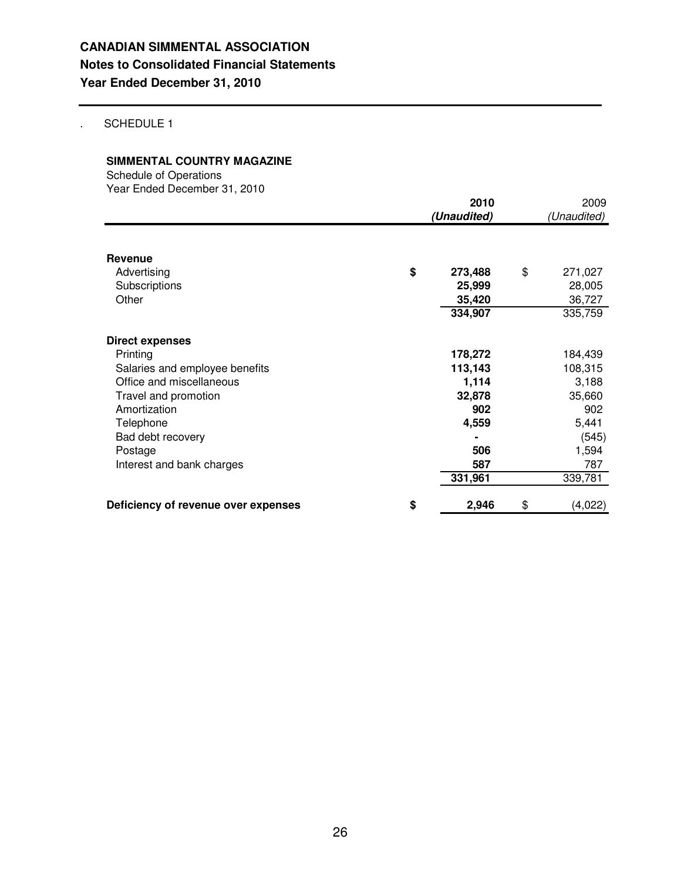**CANADIAN SIMMENTAL ASSOCIATION**
**Notes to Consolidated Financial Statements**
**Year Ended December 31, 2010**

. SCHEDULE 1

**SIMMENTAL COUNTRY MAGAZINE**
Schedule of Operations
Year Ended December 31, 2010

| | **2010** *(Unaudited)* | 2009 *(Unaudited)* |
|---|---|---|
| **Revenue** | | |
| Advertising | **$ 273,488** | $ 271,027 |
| Subscriptions | **25,999** | 28,005 |
| Other | **35,420** | 36,727 |
| | **334,907** | 335,759 |
| **Direct expenses** | | |
| Printing | **178,272** | 184,439 |
| Salaries and employee benefits | **113,143** | 108,315 |
| Office and miscellaneous | **1,114** | 3,188 |
| Travel and promotion | **32,878** | 35,660 |
| Amortization | **902** | 902 |
| Telephone | **4,559** | 5,441 |
| Bad debt recovery | **-** | (545) |
| Postage | **506** | 1,594 |
| Interest and bank charges | **587** | 787 |
| | **331,961** | 339,781 |
| **Deficiency of revenue over expenses** | **$ 2,946** | $ (4,022) |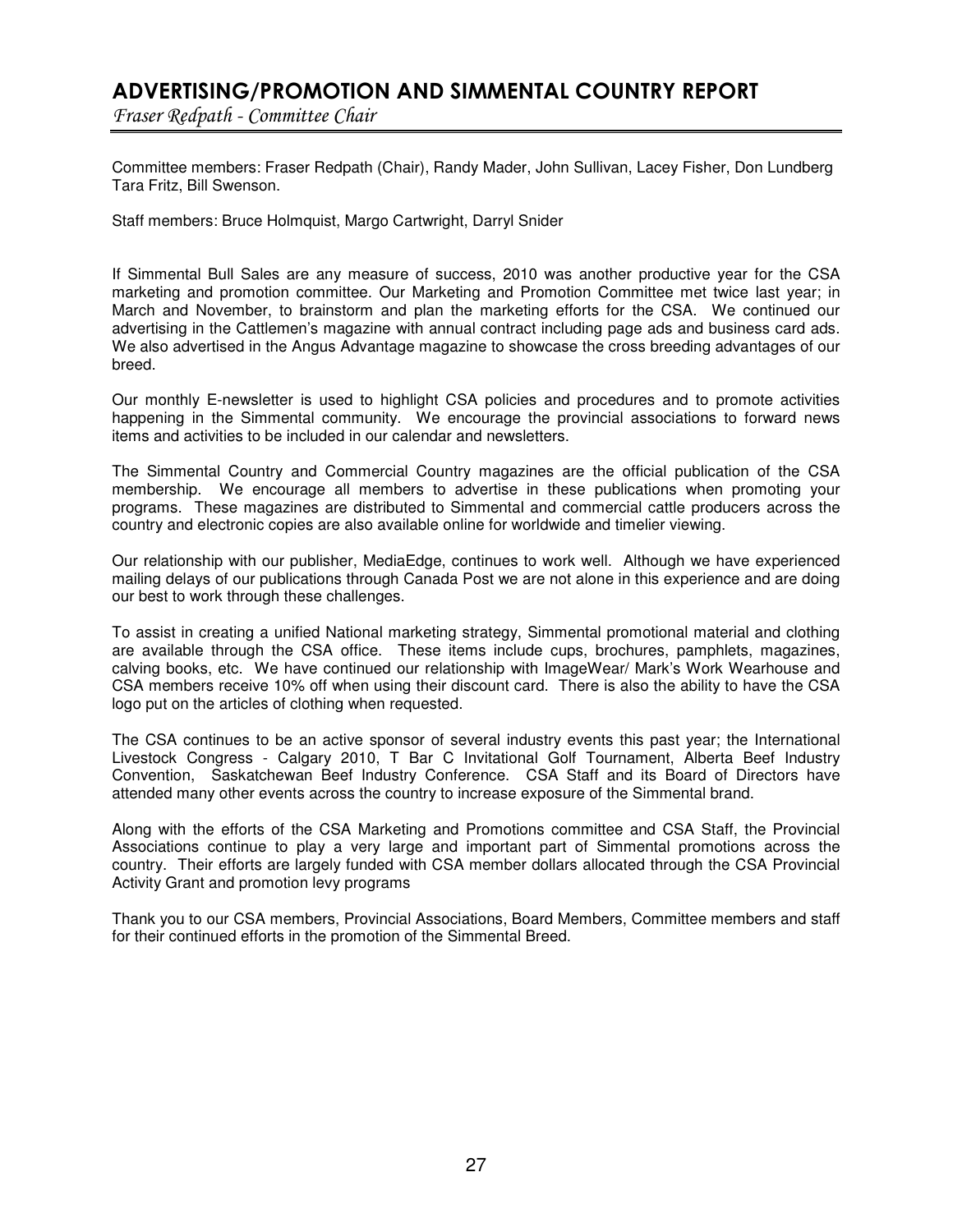# ADVERTISING/PROMOTION AND SIMMENTAL COUNTRY REPORT

*Fraser Redpath - Committee Chair*

Committee members: Fraser Redpath (Chair), Randy Mader, John Sullivan, Lacey Fisher, Don Lundberg Tara Fritz, Bill Swenson.

Staff members: Bruce Holmquist, Margo Cartwright, Darryl Snider

If Simmental Bull Sales are any measure of success, 2010 was another productive year for the CSA marketing and promotion committee. Our Marketing and Promotion Committee met twice last year; in March and November, to brainstorm and plan the marketing efforts for the CSA. We continued our advertising in the Cattlemen's magazine with annual contract including page ads and business card ads. We also advertised in the Angus Advantage magazine to showcase the cross breeding advantages of our breed.

Our monthly E-newsletter is used to highlight CSA policies and procedures and to promote activities happening in the Simmental community. We encourage the provincial associations to forward news items and activities to be included in our calendar and newsletters.

The Simmental Country and Commercial Country magazines are the official publication of the CSA membership. We encourage all members to advertise in these publications when promoting your programs. These magazines are distributed to Simmental and commercial cattle producers across the country and electronic copies are also available online for worldwide and timelier viewing.

Our relationship with our publisher, MediaEdge, continues to work well. Although we have experienced mailing delays of our publications through Canada Post we are not alone in this experience and are doing our best to work through these challenges.

To assist in creating a unified National marketing strategy, Simmental promotional material and clothing are available through the CSA office. These items include cups, brochures, pamphlets, magazines, calving books, etc. We have continued our relationship with ImageWear/ Mark's Work Wearhouse and CSA members receive 10% off when using their discount card. There is also the ability to have the CSA logo put on the articles of clothing when requested.

The CSA continues to be an active sponsor of several industry events this past year; the International Livestock Congress - Calgary 2010, T Bar C Invitational Golf Tournament, Alberta Beef Industry Convention, Saskatchewan Beef Industry Conference. CSA Staff and its Board of Directors have attended many other events across the country to increase exposure of the Simmental brand.

Along with the efforts of the CSA Marketing and Promotions committee and CSA Staff, the Provincial Associations continue to play a very large and important part of Simmental promotions across the country. Their efforts are largely funded with CSA member dollars allocated through the CSA Provincial Activity Grant and promotion levy programs

Thank you to our CSA members, Provincial Associations, Board Members, Committee members and staff for their continued efforts in the promotion of the Simmental Breed.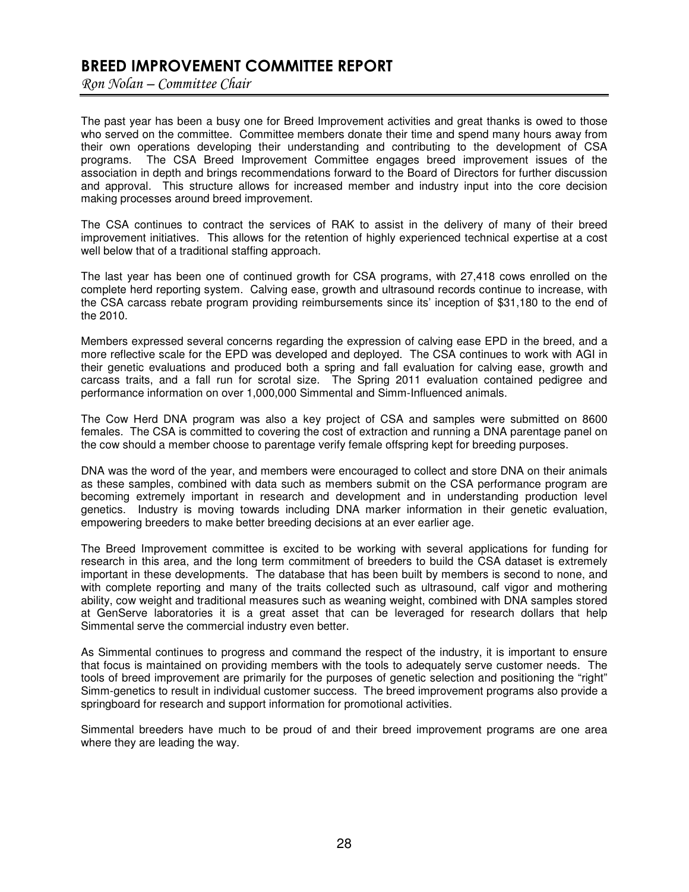# BREED IMPROVEMENT COMMITTEE REPORT

*Ron Nolan – Committee Chair*

The past year has been a busy one for Breed Improvement activities and great thanks is owed to those who served on the committee. Committee members donate their time and spend many hours away from their own operations developing their understanding and contributing to the development of CSA programs. The CSA Breed Improvement Committee engages breed improvement issues of the association in depth and brings recommendations forward to the Board of Directors for further discussion and approval. This structure allows for increased member and industry input into the core decision making processes around breed improvement.

The CSA continues to contract the services of RAK to assist in the delivery of many of their breed improvement initiatives. This allows for the retention of highly experienced technical expertise at a cost well below that of a traditional staffing approach.

The last year has been one of continued growth for CSA programs, with 27,418 cows enrolled on the complete herd reporting system. Calving ease, growth and ultrasound records continue to increase, with the CSA carcass rebate program providing reimbursements since its' inception of $31,180 to the end of the 2010.

Members expressed several concerns regarding the expression of calving ease EPD in the breed, and a more reflective scale for the EPD was developed and deployed. The CSA continues to work with AGI in their genetic evaluations and produced both a spring and fall evaluation for calving ease, growth and carcass traits, and a fall run for scrotal size. The Spring 2011 evaluation contained pedigree and performance information on over 1,000,000 Simmental and Simm-Influenced animals.

The Cow Herd DNA program was also a key project of CSA and samples were submitted on 8600 females. The CSA is committed to covering the cost of extraction and running a DNA parentage panel on the cow should a member choose to parentage verify female offspring kept for breeding purposes.

DNA was the word of the year, and members were encouraged to collect and store DNA on their animals as these samples, combined with data such as members submit on the CSA performance program are becoming extremely important in research and development and in understanding production level genetics. Industry is moving towards including DNA marker information in their genetic evaluation, empowering breeders to make better breeding decisions at an ever earlier age.

The Breed Improvement committee is excited to be working with several applications for funding for research in this area, and the long term commitment of breeders to build the CSA dataset is extremely important in these developments. The database that has been built by members is second to none, and with complete reporting and many of the traits collected such as ultrasound, calf vigor and mothering ability, cow weight and traditional measures such as weaning weight, combined with DNA samples stored at GenServe laboratories it is a great asset that can be leveraged for research dollars that help Simmental serve the commercial industry even better.

As Simmental continues to progress and command the respect of the industry, it is important to ensure that focus is maintained on providing members with the tools to adequately serve customer needs. The tools of breed improvement are primarily for the purposes of genetic selection and positioning the "right" Simm-genetics to result in individual customer success. The breed improvement programs also provide a springboard for research and support information for promotional activities.

Simmental breeders have much to be proud of and their breed improvement programs are one area where they are leading the way.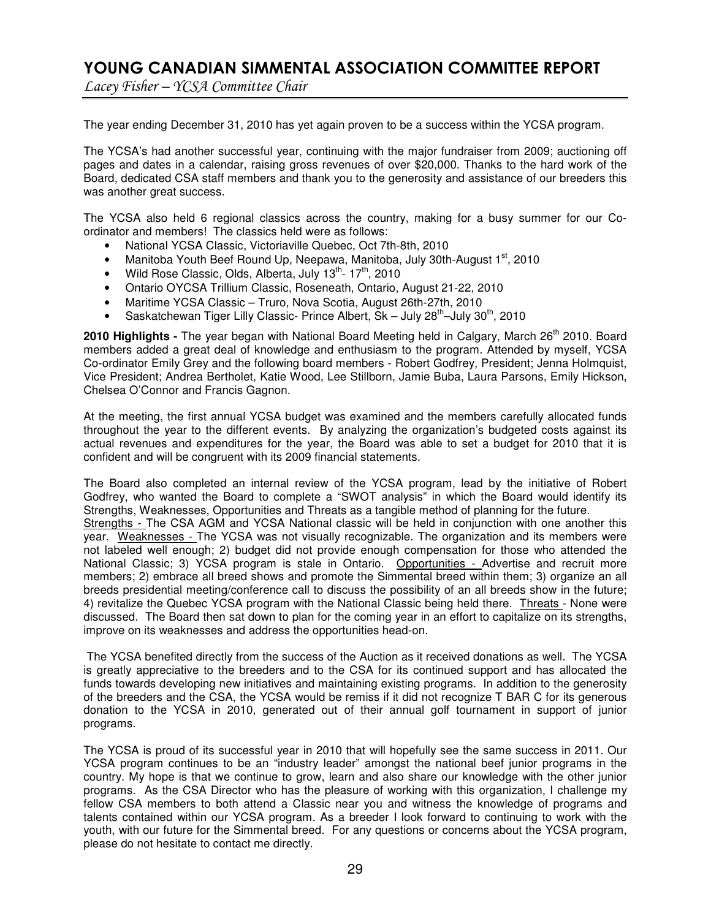# YOUNG CANADIAN SIMMENTAL ASSOCIATION COMMITTEE REPORT

*Lacey Fisher – YCSA Committee Chair*

The year ending December 31, 2010 has yet again proven to be a success within the YCSA program.

The YCSA's had another successful year, continuing with the major fundraiser from 2009; auctioning off pages and dates in a calendar, raising gross revenues of over $20,000. Thanks to the hard work of the Board, dedicated CSA staff members and thank you to the generosity and assistance of our breeders this was another great success.

The YCSA also held 6 regional classics across the country, making for a busy summer for our Co-ordinator and members! The classics held were as follows:

- National YCSA Classic, Victoriaville Quebec, Oct 7th-8th, 2010
- Manitoba Youth Beef Round Up, Neepawa, Manitoba, July 30th-August 1st, 2010
- Wild Rose Classic, Olds, Alberta, July 13th- 17th, 2010
- Ontario OYCSA Trillium Classic, Roseneath, Ontario, August 21-22, 2010
- Maritime YCSA Classic – Truro, Nova Scotia, August 26th-27th, 2010
- Saskatchewan Tiger Lilly Classic- Prince Albert, Sk – July 28th–July 30th, 2010

**2010 Highlights -** The year began with National Board Meeting held in Calgary, March 26th 2010. Board members added a great deal of knowledge and enthusiasm to the program. Attended by myself, YCSA Co-ordinator Emily Grey and the following board members - Robert Godfrey, President; Jenna Holmquist, Vice President; Andrea Bertholet, Katie Wood, Lee Stillborn, Jamie Buba, Laura Parsons, Emily Hickson, Chelsea O'Connor and Francis Gagnon.

At the meeting, the first annual YCSA budget was examined and the members carefully allocated funds throughout the year to the different events. By analyzing the organization's budgeted costs against its actual revenues and expenditures for the year, the Board was able to set a budget for 2010 that it is confident and will be congruent with its 2009 financial statements.

The Board also completed an internal review of the YCSA program, lead by the initiative of Robert Godfrey, who wanted the Board to complete a "SWOT analysis" in which the Board would identify its Strengths, Weaknesses, Opportunities and Threats as a tangible method of planning for the future.
Strengths - The CSA AGM and YCSA National classic will be held in conjunction with one another this year. Weaknesses - The YCSA was not visually recognizable. The organization and its members were not labeled well enough; 2) budget did not provide enough compensation for those who attended the National Classic; 3) YCSA program is stale in Ontario. Opportunities - Advertise and recruit more members; 2) embrace all breed shows and promote the Simmental breed within them; 3) organize an all breeds presidential meeting/conference call to discuss the possibility of an all breeds show in the future; 4) revitalize the Quebec YCSA program with the National Classic being held there. Threats - None were discussed. The Board then sat down to plan for the coming year in an effort to capitalize on its strengths, improve on its weaknesses and address the opportunities head-on.

The YCSA benefited directly from the success of the Auction as it received donations as well. The YCSA is greatly appreciative to the breeders and to the CSA for its continued support and has allocated the funds towards developing new initiatives and maintaining existing programs. In addition to the generosity of the breeders and the CSA, the YCSA would be remiss if it did not recognize T BAR C for its generous donation to the YCSA in 2010, generated out of their annual golf tournament in support of junior programs.

The YCSA is proud of its successful year in 2010 that will hopefully see the same success in 2011. Our YCSA program continues to be an "industry leader" amongst the national beef junior programs in the country. My hope is that we continue to grow, learn and also share our knowledge with the other junior programs. As the CSA Director who has the pleasure of working with this organization, I challenge my fellow CSA members to both attend a Classic near you and witness the knowledge of programs and talents contained within our YCSA program. As a breeder I look forward to continuing to work with the youth, with our future for the Simmental breed. For any questions or concerns about the YCSA program, please do not hesitate to contact me directly.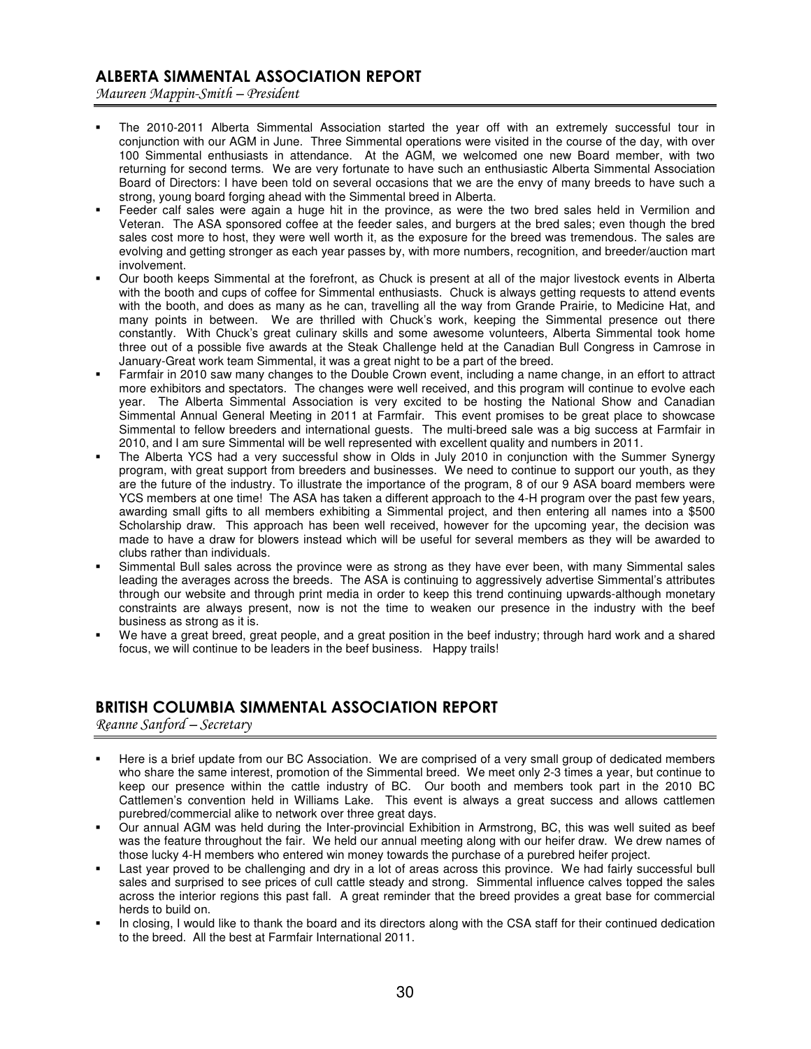## ALBERTA SIMMENTAL ASSOCIATION REPORT

*Maureen Mappin-Smith – President*

- The 2010-2011 Alberta Simmental Association started the year off with an extremely successful tour in conjunction with our AGM in June. Three Simmental operations were visited in the course of the day, with over 100 Simmental enthusiasts in attendance. At the AGM, we welcomed one new Board member, with two returning for second terms. We are very fortunate to have such an enthusiastic Alberta Simmental Association Board of Directors: I have been told on several occasions that we are the envy of many breeds to have such a strong, young board forging ahead with the Simmental breed in Alberta.
- Feeder calf sales were again a huge hit in the province, as were the two bred sales held in Vermilion and Veteran. The ASA sponsored coffee at the feeder sales, and burgers at the bred sales; even though the bred sales cost more to host, they were well worth it, as the exposure for the breed was tremendous. The sales are evolving and getting stronger as each year passes by, with more numbers, recognition, and breeder/auction mart involvement.
- Our booth keeps Simmental at the forefront, as Chuck is present at all of the major livestock events in Alberta with the booth and cups of coffee for Simmental enthusiasts. Chuck is always getting requests to attend events with the booth, and does as many as he can, travelling all the way from Grande Prairie, to Medicine Hat, and many points in between. We are thrilled with Chuck's work, keeping the Simmental presence out there constantly. With Chuck's great culinary skills and some awesome volunteers, Alberta Simmental took home three out of a possible five awards at the Steak Challenge held at the Canadian Bull Congress in Camrose in January-Great work team Simmental, it was a great night to be a part of the breed.
- Farmfair in 2010 saw many changes to the Double Crown event, including a name change, in an effort to attract more exhibitors and spectators. The changes were well received, and this program will continue to evolve each year. The Alberta Simmental Association is very excited to be hosting the National Show and Canadian Simmental Annual General Meeting in 2011 at Farmfair. This event promises to be great place to showcase Simmental to fellow breeders and international guests. The multi-breed sale was a big success at Farmfair in 2010, and I am sure Simmental will be well represented with excellent quality and numbers in 2011.
- The Alberta YCS had a very successful show in Olds in July 2010 in conjunction with the Summer Synergy program, with great support from breeders and businesses. We need to continue to support our youth, as they are the future of the industry. To illustrate the importance of the program, 8 of our 9 ASA board members were YCS members at one time! The ASA has taken a different approach to the 4-H program over the past few years, awarding small gifts to all members exhibiting a Simmental project, and then entering all names into a $500 Scholarship draw. This approach has been well received, however for the upcoming year, the decision was made to have a draw for blowers instead which will be useful for several members as they will be awarded to clubs rather than individuals.
- Simmental Bull sales across the province were as strong as they have ever been, with many Simmental sales leading the averages across the breeds. The ASA is continuing to aggressively advertise Simmental's attributes through our website and through print media in order to keep this trend continuing upwards-although monetary constraints are always present, now is not the time to weaken our presence in the industry with the beef business as strong as it is.
- We have a great breed, great people, and a great position in the beef industry; through hard work and a shared focus, we will continue to be leaders in the beef business. Happy trails!

## BRITISH COLUMBIA SIMMENTAL ASSOCIATION REPORT

*Reanne Sanford – Secretary*

- Here is a brief update from our BC Association. We are comprised of a very small group of dedicated members who share the same interest, promotion of the Simmental breed. We meet only 2-3 times a year, but continue to keep our presence within the cattle industry of BC. Our booth and members took part in the 2010 BC Cattlemen's convention held in Williams Lake. This event is always a great success and allows cattlemen purebred/commercial alike to network over three great days.
- Our annual AGM was held during the Inter-provincial Exhibition in Armstrong, BC, this was well suited as beef was the feature throughout the fair. We held our annual meeting along with our heifer draw. We drew names of those lucky 4-H members who entered win money towards the purchase of a purebred heifer project.
- Last year proved to be challenging and dry in a lot of areas across this province. We had fairly successful bull sales and surprised to see prices of cull cattle steady and strong. Simmental influence calves topped the sales across the interior regions this past fall. A great reminder that the breed provides a great base for commercial herds to build on.
- In closing, I would like to thank the board and its directors along with the CSA staff for their continued dedication to the breed. All the best at Farmfair International 2011.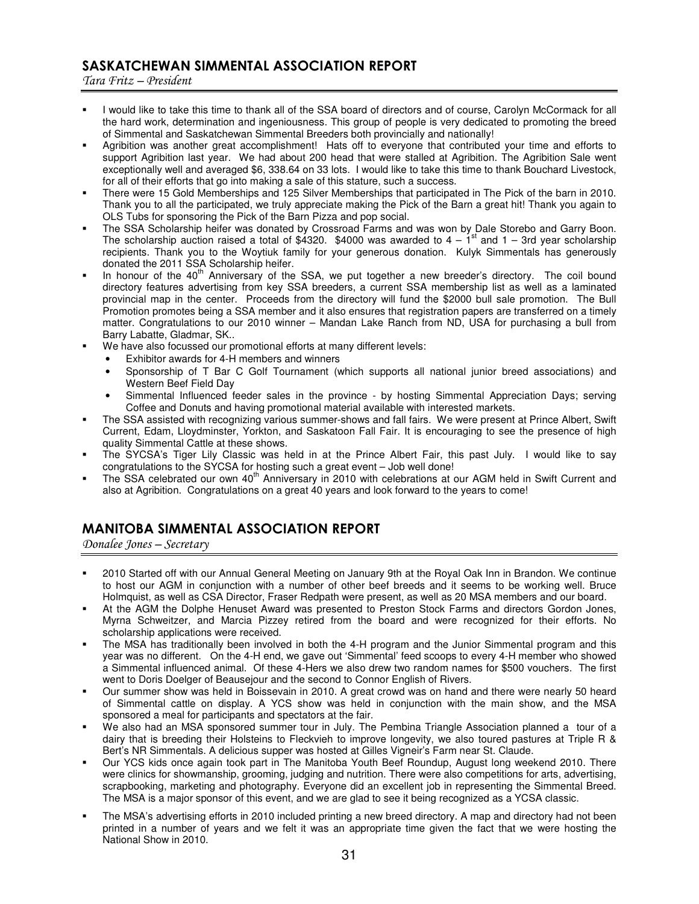## SASKATCHEWAN SIMMENTAL ASSOCIATION REPORT

*Tara Fritz – President*

- I would like to take this time to thank all of the SSA board of directors and of course, Carolyn McCormack for all the hard work, determination and ingeniousness. This group of people is very dedicated to promoting the breed of Simmental and Saskatchewan Simmental Breeders both provincially and nationally!
- Agribition was another great accomplishment! Hats off to everyone that contributed your time and efforts to support Agribition last year. We had about 200 head that were stalled at Agribition. The Agribition Sale went exceptionally well and averaged $6, 338.64 on 33 lots. I would like to take this time to thank Bouchard Livestock, for all of their efforts that go into making a sale of this stature, such a success.
- There were 15 Gold Memberships and 125 Silver Memberships that participated in The Pick of the barn in 2010. Thank you to all the participated, we truly appreciate making the Pick of the Barn a great hit! Thank you again to OLS Tubs for sponsoring the Pick of the Barn Pizza and pop social.
- The SSA Scholarship heifer was donated by Crossroad Farms and was won by Dale Storebo and Garry Boon. The scholarship auction raised a total of $4320. $4000 was awarded to 4 – 1st and 1 – 3rd year scholarship recipients. Thank you to the Woytiuk family for your generous donation. Kulyk Simmentals has generously donated the 2011 SSA Scholarship heifer.
- In honour of the 40th Anniversary of the SSA, we put together a new breeder's directory. The coil bound directory features advertising from key SSA breeders, a current SSA membership list as well as a laminated provincial map in the center. Proceeds from the directory will fund the $2000 bull sale promotion. The Bull Promotion promotes being a SSA member and it also ensures that registration papers are transferred on a timely matter. Congratulations to our 2010 winner – Mandan Lake Ranch from ND, USA for purchasing a bull from Barry Labatte, Gladmar, SK..
- We have also focussed our promotional efforts at many different levels:
  - Exhibitor awards for 4-H members and winners
  - Sponsorship of T Bar C Golf Tournament (which supports all national junior breed associations) and Western Beef Field Day
  - Simmental Influenced feeder sales in the province - by hosting Simmental Appreciation Days; serving Coffee and Donuts and having promotional material available with interested markets.
- The SSA assisted with recognizing various summer-shows and fall fairs. We were present at Prince Albert, Swift Current, Edam, Lloydminster, Yorkton, and Saskatoon Fall Fair. It is encouraging to see the presence of high quality Simmental Cattle at these shows.
- The SYCSA's Tiger Lily Classic was held in at the Prince Albert Fair, this past July. I would like to say congratulations to the SYCSA for hosting such a great event – Job well done!
- The SSA celebrated our own 40th Anniversary in 2010 with celebrations at our AGM held in Swift Current and also at Agribition. Congratulations on a great 40 years and look forward to the years to come!

## MANITOBA SIMMENTAL ASSOCIATION REPORT

*Donalee Jones – Secretary*

- 2010 Started off with our Annual General Meeting on January 9th at the Royal Oak Inn in Brandon. We continue to host our AGM in conjunction with a number of other beef breeds and it seems to be working well. Bruce Holmquist, as well as CSA Director, Fraser Redpath were present, as well as 20 MSA members and our board.
- At the AGM the Dolphe Henuset Award was presented to Preston Stock Farms and directors Gordon Jones, Myrna Schweitzer, and Marcia Pizzey retired from the board and were recognized for their efforts. No scholarship applications were received.
- The MSA has traditionally been involved in both the 4-H program and the Junior Simmental program and this year was no different. On the 4-H end, we gave out 'Simmental' feed scoops to every 4-H member who showed a Simmental influenced animal. Of these 4-Hers we also drew two random names for $500 vouchers. The first went to Doris Doelger of Beausejour and the second to Connor English of Rivers.
- Our summer show was held in Boissevain in 2010. A great crowd was on hand and there were nearly 50 heard of Simmental cattle on display. A YCS show was held in conjunction with the main show, and the MSA sponsored a meal for participants and spectators at the fair.
- We also had an MSA sponsored summer tour in July. The Pembina Triangle Association planned a tour of a dairy that is breeding their Holsteins to Fleckvieh to improve longevity, we also toured pastures at Triple R & Bert's NR Simmentals. A delicious supper was hosted at Gilles Vigneir's Farm near St. Claude.
- Our YCS kids once again took part in The Manitoba Youth Beef Roundup, August long weekend 2010. There were clinics for showmanship, grooming, judging and nutrition. There were also competitions for arts, advertising, scrapbooking, marketing and photography. Everyone did an excellent job in representing the Simmental Breed. The MSA is a major sponsor of this event, and we are glad to see it being recognized as a YCSA classic.
- The MSA's advertising efforts in 2010 included printing a new breed directory. A map and directory had not been printed in a number of years and we felt it was an appropriate time given the fact that we were hosting the National Show in 2010.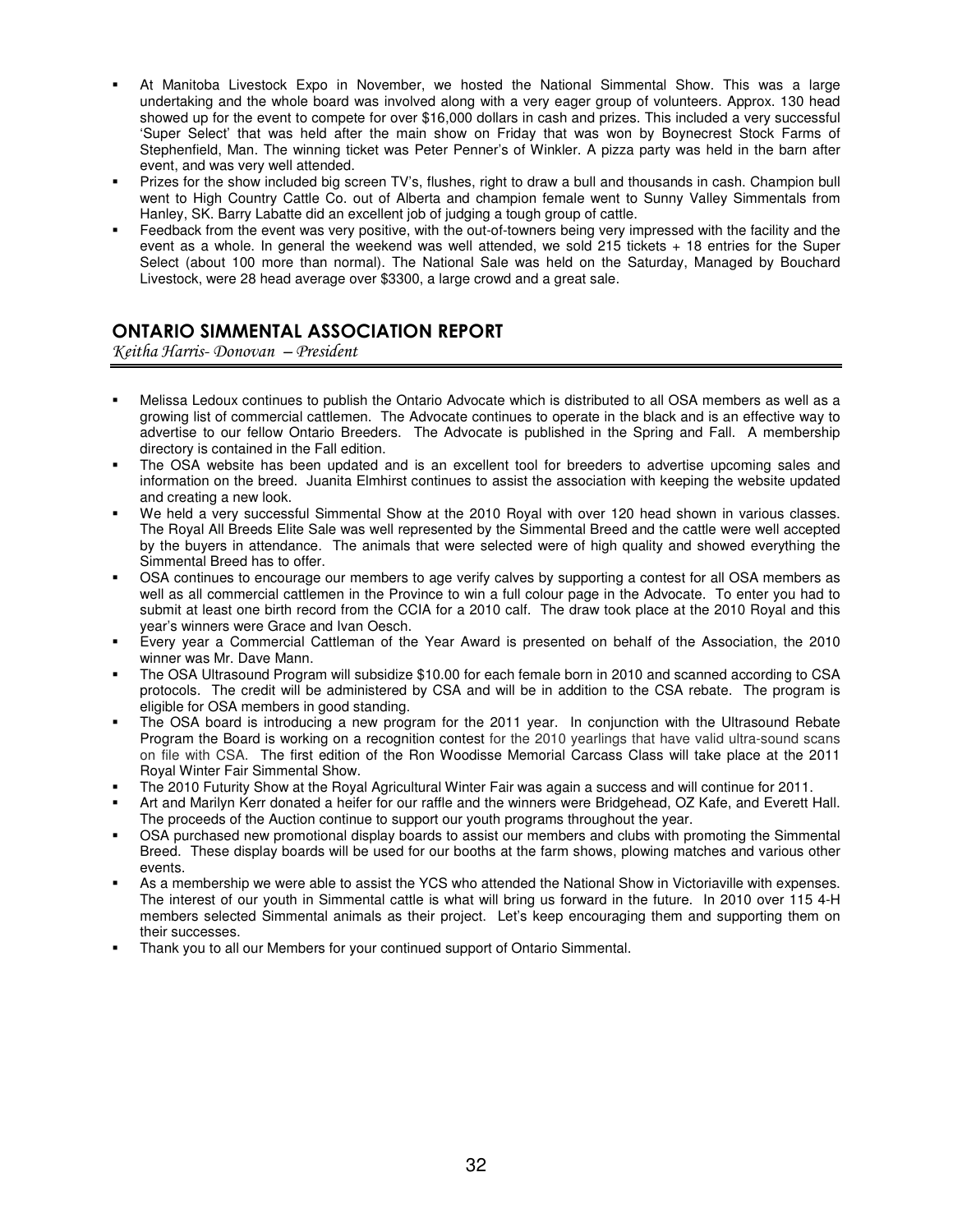- At Manitoba Livestock Expo in November, we hosted the National Simmental Show. This was a large undertaking and the whole board was involved along with a very eager group of volunteers. Approx. 130 head showed up for the event to compete for over $16,000 dollars in cash and prizes. This included a very successful 'Super Select' that was held after the main show on Friday that was won by Boynecrest Stock Farms of Stephenfield, Man. The winning ticket was Peter Penner's of Winkler. A pizza party was held in the barn after event, and was very well attended.
- Prizes for the show included big screen TV's, flushes, right to draw a bull and thousands in cash. Champion bull went to High Country Cattle Co. out of Alberta and champion female went to Sunny Valley Simmentals from Hanley, SK. Barry Labatte did an excellent job of judging a tough group of cattle.
- Feedback from the event was very positive, with the out-of-towners being very impressed with the facility and the event as a whole. In general the weekend was well attended, we sold 215 tickets + 18 entries for the Super Select (about 100 more than normal). The National Sale was held on the Saturday, Managed by Bouchard Livestock, were 28 head average over $3300, a large crowd and a great sale.

## ONTARIO SIMMENTAL ASSOCIATION REPORT

*Keitha Harris- Donovan – President*

- Melissa Ledoux continues to publish the Ontario Advocate which is distributed to all OSA members as well as a growing list of commercial cattlemen. The Advocate continues to operate in the black and is an effective way to advertise to our fellow Ontario Breeders. The Advocate is published in the Spring and Fall. A membership directory is contained in the Fall edition.
- The OSA website has been updated and is an excellent tool for breeders to advertise upcoming sales and information on the breed. Juanita Elmhirst continues to assist the association with keeping the website updated and creating a new look.
- We held a very successful Simmental Show at the 2010 Royal with over 120 head shown in various classes. The Royal All Breeds Elite Sale was well represented by the Simmental Breed and the cattle were well accepted by the buyers in attendance. The animals that were selected were of high quality and showed everything the Simmental Breed has to offer.
- OSA continues to encourage our members to age verify calves by supporting a contest for all OSA members as well as all commercial cattlemen in the Province to win a full colour page in the Advocate. To enter you had to submit at least one birth record from the CCIA for a 2010 calf. The draw took place at the 2010 Royal and this year's winners were Grace and Ivan Oesch.
- Every year a Commercial Cattleman of the Year Award is presented on behalf of the Association, the 2010 winner was Mr. Dave Mann.
- The OSA Ultrasound Program will subsidize $10.00 for each female born in 2010 and scanned according to CSA protocols. The credit will be administered by CSA and will be in addition to the CSA rebate. The program is eligible for OSA members in good standing.
- The OSA board is introducing a new program for the 2011 year. In conjunction with the Ultrasound Rebate Program the Board is working on a recognition contest for the 2010 yearlings that have valid ultra-sound scans on file with CSA. The first edition of the Ron Woodisse Memorial Carcass Class will take place at the 2011 Royal Winter Fair Simmental Show.
- The 2010 Futurity Show at the Royal Agricultural Winter Fair was again a success and will continue for 2011.
- Art and Marilyn Kerr donated a heifer for our raffle and the winners were Bridgehead, OZ Kafe, and Everett Hall. The proceeds of the Auction continue to support our youth programs throughout the year.
- OSA purchased new promotional display boards to assist our members and clubs with promoting the Simmental Breed. These display boards will be used for our booths at the farm shows, plowing matches and various other events.
- As a membership we were able to assist the YCS who attended the National Show in Victoriaville with expenses. The interest of our youth in Simmental cattle is what will bring us forward in the future. In 2010 over 115 4-H members selected Simmental animals as their project. Let's keep encouraging them and supporting them on their successes.
- Thank you to all our Members for your continued support of Ontario Simmental.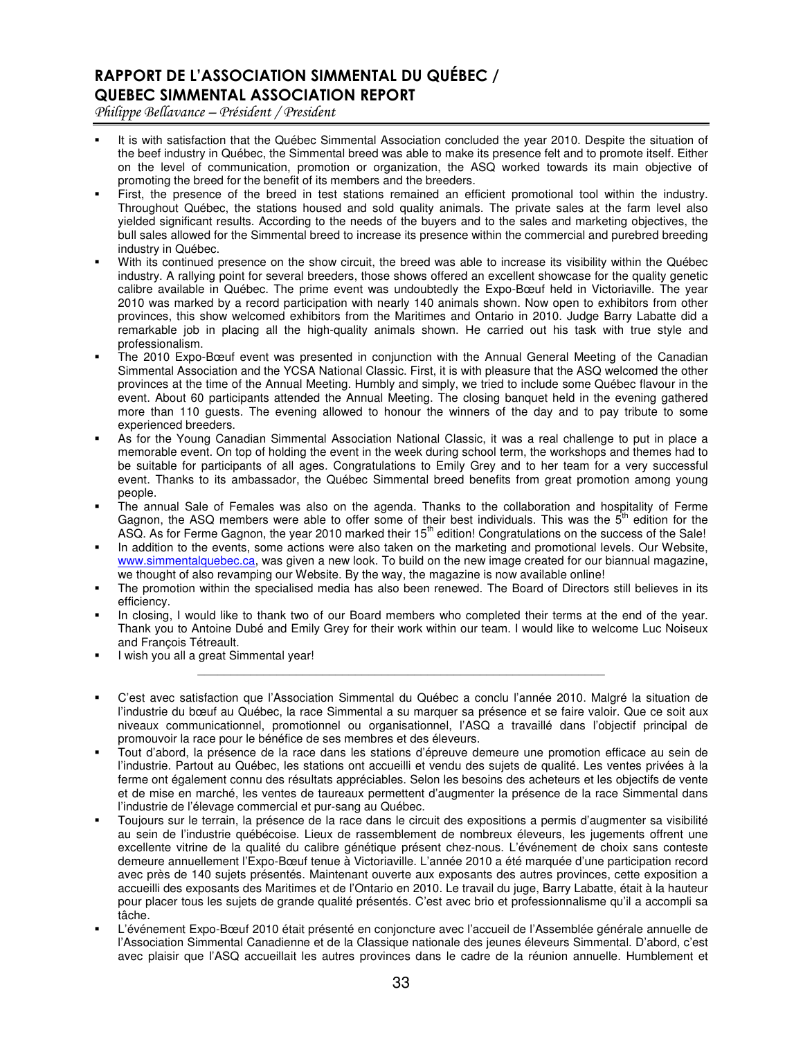# RAPPORT DE L'ASSOCIATION SIMMENTAL DU QUÉBEC / QUEBEC SIMMENTAL ASSOCIATION REPORT

*Philippe Bellavance – Président / President*

- It is with satisfaction that the Québec Simmental Association concluded the year 2010. Despite the situation of the beef industry in Québec, the Simmental breed was able to make its presence felt and to promote itself. Either on the level of communication, promotion or organization, the ASQ worked towards its main objective of promoting the breed for the benefit of its members and the breeders.
- First, the presence of the breed in test stations remained an efficient promotional tool within the industry. Throughout Québec, the stations housed and sold quality animals. The private sales at the farm level also yielded significant results. According to the needs of the buyers and to the sales and marketing objectives, the bull sales allowed for the Simmental breed to increase its presence within the commercial and purebred breeding industry in Québec.
- With its continued presence on the show circuit, the breed was able to increase its visibility within the Québec industry. A rallying point for several breeders, those shows offered an excellent showcase for the quality genetic calibre available in Québec. The prime event was undoubtedly the Expo-Bœuf held in Victoriaville. The year 2010 was marked by a record participation with nearly 140 animals shown. Now open to exhibitors from other provinces, this show welcomed exhibitors from the Maritimes and Ontario in 2010. Judge Barry Labatte did a remarkable job in placing all the high-quality animals shown. He carried out his task with true style and professionalism.
- The 2010 Expo-Bœuf event was presented in conjunction with the Annual General Meeting of the Canadian Simmental Association and the YCSA National Classic. First, it is with pleasure that the ASQ welcomed the other provinces at the time of the Annual Meeting. Humbly and simply, we tried to include some Québec flavour in the event. About 60 participants attended the Annual Meeting. The closing banquet held in the evening gathered more than 110 guests. The evening allowed to honour the winners of the day and to pay tribute to some experienced breeders.
- As for the Young Canadian Simmental Association National Classic, it was a real challenge to put in place a memorable event. On top of holding the event in the week during school term, the workshops and themes had to be suitable for participants of all ages. Congratulations to Emily Grey and to her team for a very successful event. Thanks to its ambassador, the Québec Simmental breed benefits from great promotion among young people.
- The annual Sale of Females was also on the agenda. Thanks to the collaboration and hospitality of Ferme Gagnon, the ASQ members were able to offer some of their best individuals. This was the 5th edition for the ASQ. As for Ferme Gagnon, the year 2010 marked their 15th edition! Congratulations on the success of the Sale!
- In addition to the events, some actions were also taken on the marketing and promotional levels. Our Website, www.simmentalquebec.ca, was given a new look. To build on the new image created for our biannual magazine, we thought of also revamping our Website. By the way, the magazine is now available online!
- The promotion within the specialised media has also been renewed. The Board of Directors still believes in its efficiency.
- In closing, I would like to thank two of our Board members who completed their terms at the end of the year. Thank you to Antoine Dubé and Emily Grey for their work within our team. I would like to welcome Luc Noiseux and François Tétreault.
- I wish you all a great Simmental year!

---

- C'est avec satisfaction que l'Association Simmental du Québec a conclu l'année 2010. Malgré la situation de l'industrie du bœuf au Québec, la race Simmental a su marquer sa présence et se faire valoir. Que ce soit aux niveaux communicationnel, promotionnel ou organisationnel, l'ASQ a travaillé dans l'objectif principal de promouvoir la race pour le bénéfice de ses membres et des éleveurs.
- Tout d'abord, la présence de la race dans les stations d'épreuve demeure une promotion efficace au sein de l'industrie. Partout au Québec, les stations ont accueilli et vendu des sujets de qualité. Les ventes privées à la ferme ont également connu des résultats appréciables. Selon les besoins des acheteurs et les objectifs de vente et de mise en marché, les ventes de taureaux permettent d'augmenter la présence de la race Simmental dans l'industrie de l'élevage commercial et pur-sang au Québec.
- Toujours sur le terrain, la présence de la race dans le circuit des expositions a permis d'augmenter sa visibilité au sein de l'industrie québécoise. Lieux de rassemblement de nombreux éleveurs, les jugements offrent une excellente vitrine de la qualité du calibre génétique présent chez-nous. L'événement de choix sans conteste demeure annuellement l'Expo-Bœuf tenue à Victoriaville. L'année 2010 a été marquée d'une participation record avec près de 140 sujets présentés. Maintenant ouverte aux exposants des autres provinces, cette exposition a accueilli des exposants des Maritimes et de l'Ontario en 2010. Le travail du juge, Barry Labatte, était à la hauteur pour placer tous les sujets de grande qualité présentés. C'est avec brio et professionnalisme qu'il a accompli sa tâche.
- L'événement Expo-Bœuf 2010 était présenté en conjoncture avec l'accueil de l'Assemblée générale annuelle de l'Association Simmental Canadienne et de la Classique nationale des jeunes éleveurs Simmental. D'abord, c'est avec plaisir que l'ASQ accueillait les autres provinces dans le cadre de la réunion annuelle. Humblement et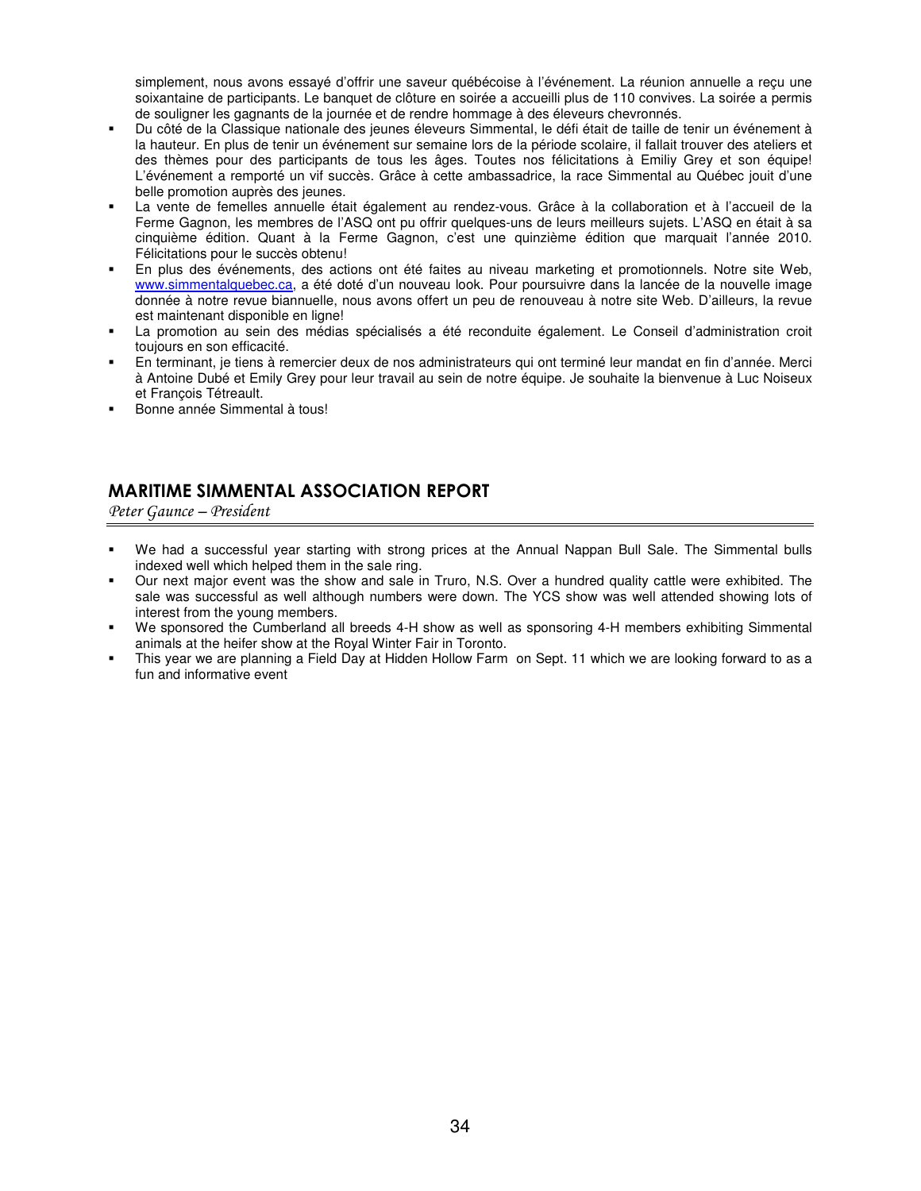simplement, nous avons essayé d'offrir une saveur québécoise à l'événement. La réunion annuelle a reçu une soixantaine de participants. Le banquet de clôture en soirée a accueilli plus de 110 convives. La soirée a permis de souligner les gagnants de la journée et de rendre hommage à des éleveurs chevronnés.

- Du côté de la Classique nationale des jeunes éleveurs Simmental, le défi était de taille de tenir un événement à la hauteur. En plus de tenir un événement sur semaine lors de la période scolaire, il fallait trouver des ateliers et des thèmes pour des participants de tous les âges. Toutes nos félicitations à Emiliy Grey et son équipe! L'événement a remporté un vif succès. Grâce à cette ambassadrice, la race Simmental au Québec jouit d'une belle promotion auprès des jeunes.
- La vente de femelles annuelle était également au rendez-vous. Grâce à la collaboration et à l'accueil de la Ferme Gagnon, les membres de l'ASQ ont pu offrir quelques-uns de leurs meilleurs sujets. L'ASQ en était à sa cinquième édition. Quant à la Ferme Gagnon, c'est une quinzième édition que marquait l'année 2010. Félicitations pour le succès obtenu!
- En plus des événements, des actions ont été faites au niveau marketing et promotionnels. Notre site Web, www.simmentalquebec.ca, a été doté d'un nouveau look. Pour poursuivre dans la lancée de la nouvelle image donnée à notre revue biannuelle, nous avons offert un peu de renouveau à notre site Web. D'ailleurs, la revue est maintenant disponible en ligne!
- La promotion au sein des médias spécialisés a été reconduite également. Le Conseil d'administration croit toujours en son efficacité.
- En terminant, je tiens à remercier deux de nos administrateurs qui ont terminé leur mandat en fin d'année. Merci à Antoine Dubé et Emily Grey pour leur travail au sein de notre équipe. Je souhaite la bienvenue à Luc Noiseux et François Tétreault.
- Bonne année Simmental à tous!

## MARITIME SIMMENTAL ASSOCIATION REPORT

*Peter Gaunce – President*

- We had a successful year starting with strong prices at the Annual Nappan Bull Sale. The Simmental bulls indexed well which helped them in the sale ring.
- Our next major event was the show and sale in Truro, N.S. Over a hundred quality cattle were exhibited. The sale was successful as well although numbers were down. The YCS show was well attended showing lots of interest from the young members.
- We sponsored the Cumberland all breeds 4-H show as well as sponsoring 4-H members exhibiting Simmental animals at the heifer show at the Royal Winter Fair in Toronto.
- This year we are planning a Field Day at Hidden Hollow Farm on Sept. 11 which we are looking forward to as a fun and informative event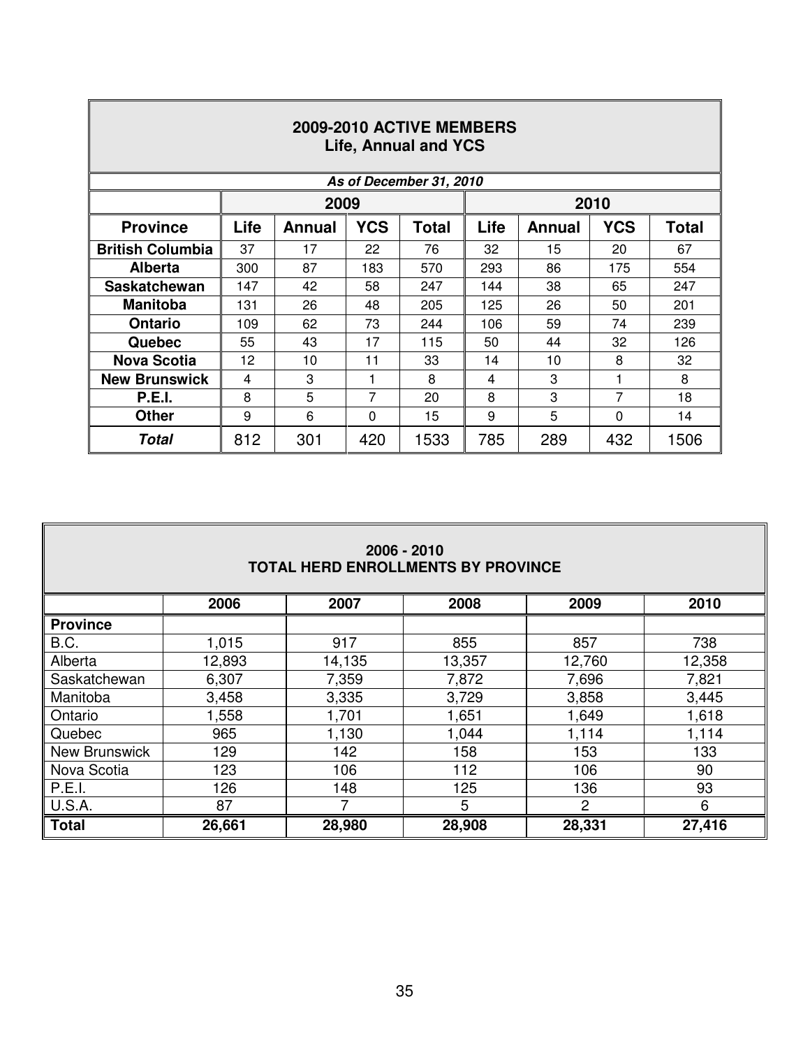## 2009-2010 ACTIVE MEMBERS
### Life, Annual and YCS

***As of December 31, 2010***

| | 2009 | | | | 2010 | | | |
|---|---|---|---|---|---|---|---|---|
| **Province** | **Life** | **Annual** | **YCS** | **Total** | **Life** | **Annual** | **YCS** | **Total** |
| **British Columbia** | 37 | 17 | 22 | 76 | 32 | 15 | 20 | 67 |
| **Alberta** | 300 | 87 | 183 | 570 | 293 | 86 | 175 | 554 |
| **Saskatchewan** | 147 | 42 | 58 | 247 | 144 | 38 | 65 | 247 |
| **Manitoba** | 131 | 26 | 48 | 205 | 125 | 26 | 50 | 201 |
| **Ontario** | 109 | 62 | 73 | 244 | 106 | 59 | 74 | 239 |
| **Quebec** | 55 | 43 | 17 | 115 | 50 | 44 | 32 | 126 |
| **Nova Scotia** | 12 | 10 | 11 | 33 | 14 | 10 | 8 | 32 |
| **New Brunswick** | 4 | 3 | 1 | 8 | 4 | 3 | 1 | 8 |
| **P.E.I.** | 8 | 5 | 7 | 20 | 8 | 3 | 7 | 18 |
| **Other** | 9 | 6 | 0 | 15 | 9 | 5 | 0 | 14 |
| ***Total*** | 812 | 301 | 420 | 1533 | 785 | 289 | 432 | 1506 |

## 2006 - 2010
### TOTAL HERD ENROLLMENTS BY PROVINCE

| | 2006 | 2007 | 2008 | 2009 | 2010 |
|---|---|---|---|---|---|
| **Province** | | | | | |
| B.C. | 1,015 | 917 | 855 | 857 | 738 |
| Alberta | 12,893 | 14,135 | 13,357 | 12,760 | 12,358 |
| Saskatchewan | 6,307 | 7,359 | 7,872 | 7,696 | 7,821 |
| Manitoba | 3,458 | 3,335 | 3,729 | 3,858 | 3,445 |
| Ontario | 1,558 | 1,701 | 1,651 | 1,649 | 1,618 |
| Quebec | 965 | 1,130 | 1,044 | 1,114 | 1,114 |
| New Brunswick | 129 | 142 | 158 | 153 | 133 |
| Nova Scotia | 123 | 106 | 112 | 106 | 90 |
| P.E.I. | 126 | 148 | 125 | 136 | 93 |
| U.S.A. | 87 | 7 | 5 | 2 | 6 |
| **Total** | **26,661** | **28,980** | **28,908** | **28,331** | **27,416** |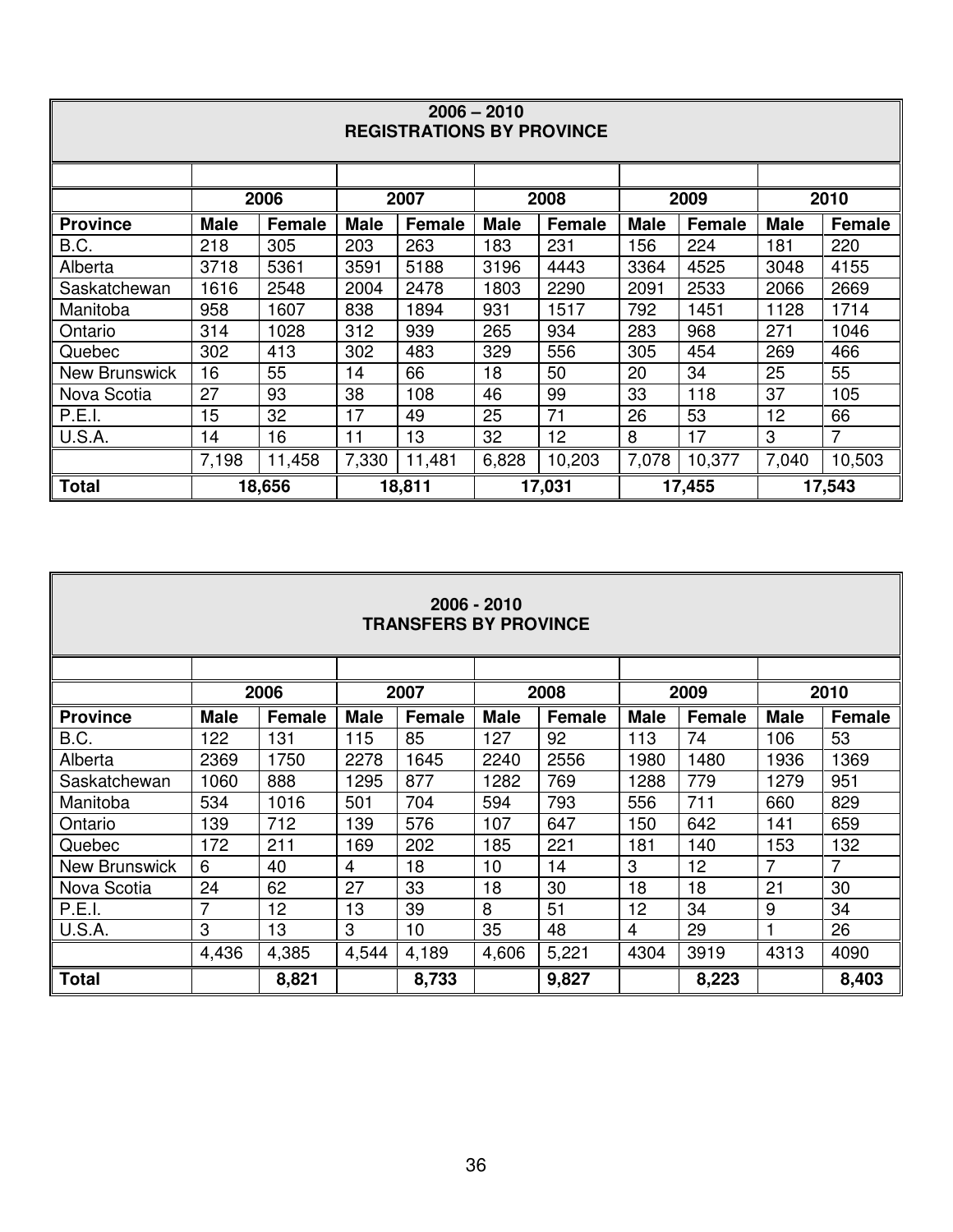## 2006 – 2010
## REGISTRATIONS BY PROVINCE

| | 2006 | | 2007 | | 2008 | | 2009 | | 2010 | |
|---|---|---|---|---|---|---|---|---|---|---|
| **Province** | **Male** | **Female** | **Male** | **Female** | **Male** | **Female** | **Male** | **Female** | **Male** | **Female** |
| B.C. | 218 | 305 | 203 | 263 | 183 | 231 | 156 | 224 | 181 | 220 |
| Alberta | 3718 | 5361 | 3591 | 5188 | 3196 | 4443 | 3364 | 4525 | 3048 | 4155 |
| Saskatchewan | 1616 | 2548 | 2004 | 2478 | 1803 | 2290 | 2091 | 2533 | 2066 | 2669 |
| Manitoba | 958 | 1607 | 838 | 1894 | 931 | 1517 | 792 | 1451 | 1128 | 1714 |
| Ontario | 314 | 1028 | 312 | 939 | 265 | 934 | 283 | 968 | 271 | 1046 |
| Quebec | 302 | 413 | 302 | 483 | 329 | 556 | 305 | 454 | 269 | 466 |
| New Brunswick | 16 | 55 | 14 | 66 | 18 | 50 | 20 | 34 | 25 | 55 |
| Nova Scotia | 27 | 93 | 38 | 108 | 46 | 99 | 33 | 118 | 37 | 105 |
| P.E.I. | 15 | 32 | 17 | 49 | 25 | 71 | 26 | 53 | 12 | 66 |
| U.S.A. | 14 | 16 | 11 | 13 | 32 | 12 | 8 | 17 | 3 | 7 |
| | 7,198 | 11,458 | 7,330 | 11,481 | 6,828 | 10,203 | 7,078 | 10,377 | 7,040 | 10,503 |
| **Total** | **18,656** | | **18,811** | | **17,031** | | **17,455** | | **17,543** | |

## 2006 - 2010
## TRANSFERS BY PROVINCE

| | 2006 | | 2007 | | 2008 | | 2009 | | 2010 | |
|---|---|---|---|---|---|---|---|---|---|---|
| **Province** | **Male** | **Female** | **Male** | **Female** | **Male** | **Female** | **Male** | **Female** | **Male** | **Female** |
| B.C. | 122 | 131 | 115 | 85 | 127 | 92 | 113 | 74 | 106 | 53 |
| Alberta | 2369 | 1750 | 2278 | 1645 | 2240 | 2556 | 1980 | 1480 | 1936 | 1369 |
| Saskatchewan | 1060 | 888 | 1295 | 877 | 1282 | 769 | 1288 | 779 | 1279 | 951 |
| Manitoba | 534 | 1016 | 501 | 704 | 594 | 793 | 556 | 711 | 660 | 829 |
| Ontario | 139 | 712 | 139 | 576 | 107 | 647 | 150 | 642 | 141 | 659 |
| Quebec | 172 | 211 | 169 | 202 | 185 | 221 | 181 | 140 | 153 | 132 |
| New Brunswick | 6 | 40 | 4 | 18 | 10 | 14 | 3 | 12 | 7 | 7 |
| Nova Scotia | 24 | 62 | 27 | 33 | 18 | 30 | 18 | 18 | 21 | 30 |
| P.E.I. | 7 | 12 | 13 | 39 | 8 | 51 | 12 | 34 | 9 | 34 |
| U.S.A. | 3 | 13 | 3 | 10 | 35 | 48 | 4 | 29 | 1 | 26 |
| | 4,436 | 4,385 | 4,544 | 4,189 | 4,606 | 5,221 | 4304 | 3919 | 4313 | 4090 |
| **Total** | | **8,821** | | **8,733** | | **9,827** | | **8,223** | | **8,403** |